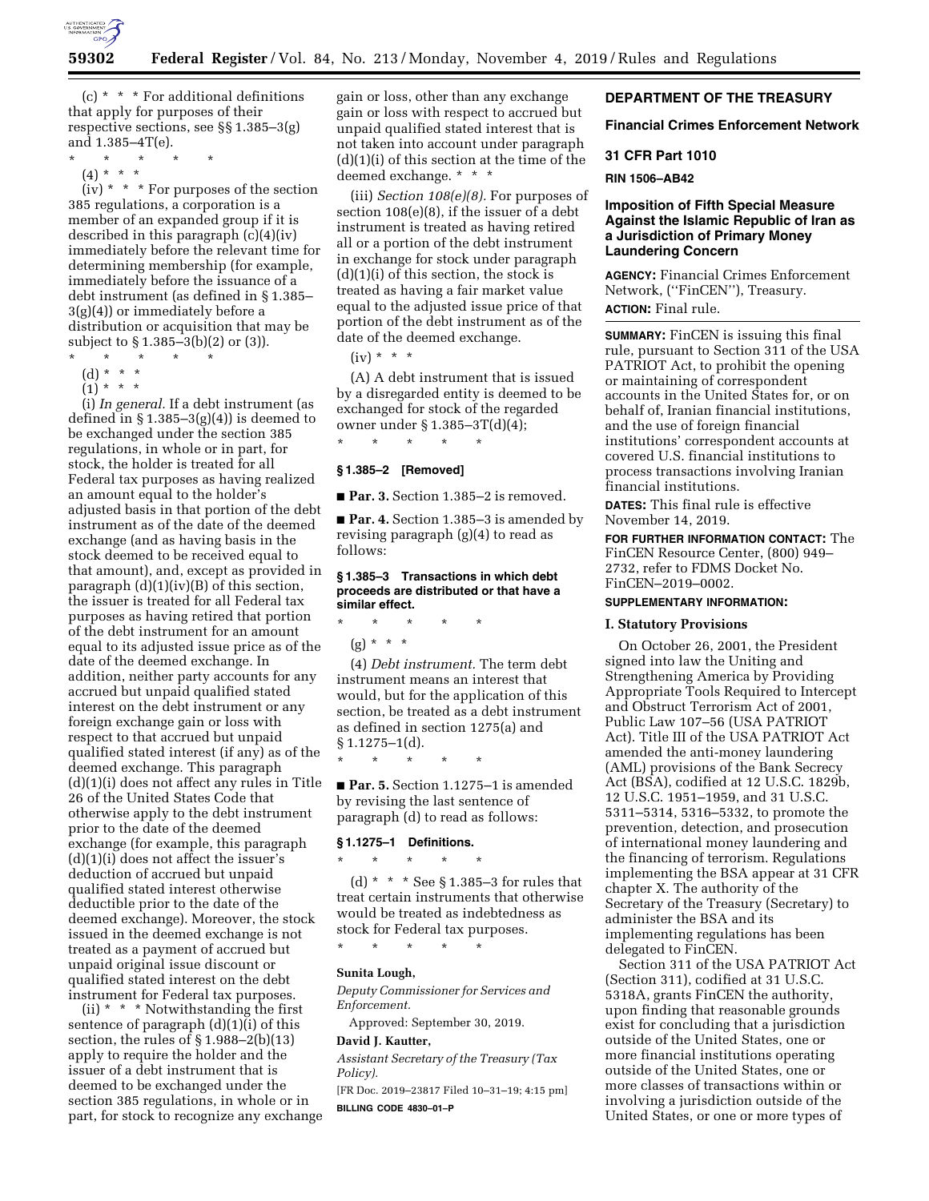(c) * * * For additional definitions that apply for purposes of their respective sections, see §§ 1.385–3(g) and 1.385–4T(e).

\* \* \* \* \*

(4) * * *

(iv) * * * For purposes of the section 385 regulations, a corporation is a member of an expanded group if it is described in this paragraph (c)(4)(iv) immediately before the relevant time for determining membership (for example, immediately before the issuance of a debt instrument (as defined in § 1.385–3(g)(4)) or immediately before a distribution or acquisition that may be subject to § 1.385–3(b)(2) or (3)).

\* \* \* \* \*

(d) * * *

(1) * * *

(i) *In general.* If a debt instrument (as defined in § 1.385–3(g)(4)) is deemed to be exchanged under the section 385 regulations, in whole or in part, for stock, the holder is treated for all Federal tax purposes as having realized an amount equal to the holder's adjusted basis in that portion of the debt instrument as of the date of the deemed exchange (and as having basis in the stock deemed to be received equal to that amount), and, except as provided in paragraph (d)(1)(iv)(B) of this section, the issuer is treated for all Federal tax purposes as having retired that portion of the debt instrument for an amount equal to its adjusted issue price as of the date of the deemed exchange. In addition, neither party accounts for any accrued but unpaid qualified stated interest on the debt instrument or any foreign exchange gain or loss with respect to that accrued but unpaid qualified stated interest (if any) as of the deemed exchange. This paragraph (d)(1)(i) does not affect any rules in Title 26 of the United States Code that otherwise apply to the debt instrument prior to the date of the deemed exchange (for example, this paragraph (d)(1)(i) does not affect the issuer's deduction of accrued but unpaid qualified stated interest otherwise deductible prior to the date of the deemed exchange). Moreover, the stock issued in the deemed exchange is not treated as a payment of accrued but unpaid original issue discount or qualified stated interest on the debt instrument for Federal tax purposes.

(ii) * * * Notwithstanding the first sentence of paragraph (d)(1)(i) of this section, the rules of § 1.988–2(b)(13) apply to require the holder and the issuer of a debt instrument that is deemed to be exchanged under the section 385 regulations, in whole or in part, for stock to recognize any exchange gain or loss, other than any exchange gain or loss with respect to accrued but unpaid qualified stated interest that is not taken into account under paragraph (d)(1)(i) of this section at the time of the deemed exchange. * * *

(iii) *Section 108(e)(8).* For purposes of section 108(e)(8), if the issuer of a debt instrument is treated as having retired all or a portion of the debt instrument in exchange for stock under paragraph (d)(1)(i) of this section, the stock is treated as having a fair market value equal to the adjusted issue price of that portion of the debt instrument as of the date of the deemed exchange.

(iv) * * *

(A) A debt instrument that is issued by a disregarded entity is deemed to be exchanged for stock of the regarded owner under § 1.385–3T(d)(4);

\* \* \* \* \*

**§ 1.385–2 [Removed]**

■ **Par. 3.** Section 1.385–2 is removed.

■ **Par. 4.** Section 1.385–3 is amended by revising paragraph (g)(4) to read as follows:

**§ 1.385–3 Transactions in which debt proceeds are distributed or that have a similar effect.**

\* \* \* \* \*

(g) * * *

(4) *Debt instrument.* The term debt instrument means an interest that would, but for the application of this section, be treated as a debt instrument as defined in section 1275(a) and § 1.1275–1(d).

\* \* \* \* \*

■ **Par. 5.** Section 1.1275–1 is amended by revising the last sentence of paragraph (d) to read as follows:

**§ 1.1275–1 Definitions.**

\* \* \* \* \*

(d) * * * See § 1.385–3 for rules that treat certain instruments that otherwise would be treated as indebtedness as stock for Federal tax purposes.

\* \* \* \* \*

**Sunita Lough,**

*Deputy Commissioner for Services and Enforcement.*

Approved: September 30, 2019.

**David J. Kautter,**

*Assistant Secretary of the Treasury (Tax Policy).*

[FR Doc. 2019–23817 Filed 10–31–19; 4:15 pm]

**BILLING CODE 4830–01–P**

## DEPARTMENT OF THE TREASURY

### Financial Crimes Enforcement Network

### 31 CFR Part 1010

**RIN 1506–AB42**

### Imposition of Fifth Special Measure Against the Islamic Republic of Iran as a Jurisdiction of Primary Money Laundering Concern

**AGENCY:** Financial Crimes Enforcement Network, (''FinCEN''), Treasury.

**ACTION:** Final rule.

**SUMMARY:** FinCEN is issuing this final rule, pursuant to Section 311 of the USA PATRIOT Act, to prohibit the opening or maintaining of correspondent accounts in the United States for, or on behalf of, Iranian financial institutions, and the use of foreign financial institutions' correspondent accounts at covered U.S. financial institutions to process transactions involving Iranian financial institutions.

**DATES:** This final rule is effective November 14, 2019.

**FOR FURTHER INFORMATION CONTACT:** The FinCEN Resource Center, (800) 949–2732, refer to FDMS Docket No. FinCEN–2019–0002.

**SUPPLEMENTARY INFORMATION:**

#### I. Statutory Provisions

On October 26, 2001, the President signed into law the Uniting and Strengthening America by Providing Appropriate Tools Required to Intercept and Obstruct Terrorism Act of 2001, Public Law 107–56 (USA PATRIOT Act). Title III of the USA PATRIOT Act amended the anti-money laundering (AML) provisions of the Bank Secrecy Act (BSA), codified at 12 U.S.C. 1829b, 12 U.S.C. 1951–1959, and 31 U.S.C. 5311–5314, 5316–5332, to promote the prevention, detection, and prosecution of international money laundering and the financing of terrorism. Regulations implementing the BSA appear at 31 CFR chapter X. The authority of the Secretary of the Treasury (Secretary) to administer the BSA and its implementing regulations has been delegated to FinCEN.

Section 311 of the USA PATRIOT Act (Section 311), codified at 31 U.S.C. 5318A, grants FinCEN the authority, upon finding that reasonable grounds exist for concluding that a jurisdiction outside of the United States, one or more financial institutions operating outside of the United States, one or more classes of transactions within or involving a jurisdiction outside of the United States, or one or more types of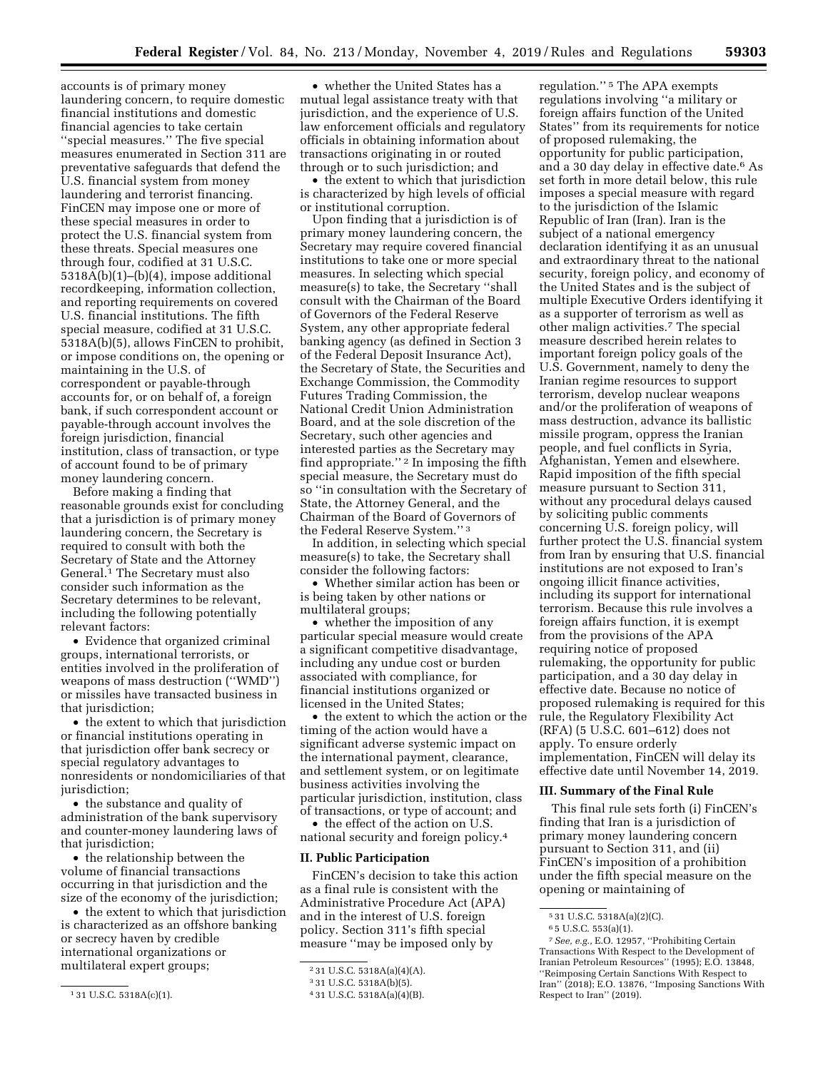accounts is of primary money laundering concern, to require domestic financial institutions and domestic financial agencies to take certain "special measures." The five special measures enumerated in Section 311 are preventative safeguards that defend the U.S. financial system from money laundering and terrorist financing. FinCEN may impose one or more of these special measures in order to protect the U.S. financial system from these threats. Special measures one through four, codified at 31 U.S.C. 5318A(b)(1)–(b)(4), impose additional recordkeeping, information collection, and reporting requirements on covered U.S. financial institutions. The fifth special measure, codified at 31 U.S.C. 5318A(b)(5), allows FinCEN to prohibit, or impose conditions on, the opening or maintaining in the U.S. of correspondent or payable-through accounts for, or on behalf of, a foreign bank, if such correspondent account or payable-through account involves the foreign jurisdiction, financial institution, class of transaction, or type of account found to be of primary money laundering concern.

Before making a finding that reasonable grounds exist for concluding that a jurisdiction is of primary money laundering concern, the Secretary is required to consult with both the Secretary of State and the Attorney General.[1] The Secretary must also consider such information as the Secretary determines to be relevant, including the following potentially relevant factors:

- Evidence that organized criminal groups, international terrorists, or entities involved in the proliferation of weapons of mass destruction ("WMD") or missiles have transacted business in that jurisdiction;
- the extent to which that jurisdiction or financial institutions operating in that jurisdiction offer bank secrecy or special regulatory advantages to nonresidents or nondomiciliaries of that jurisdiction;
- the substance and quality of administration of the bank supervisory and counter-money laundering laws of that jurisdiction;
- the relationship between the volume of financial transactions occurring in that jurisdiction and the size of the economy of the jurisdiction;
- the extent to which that jurisdiction is characterized as an offshore banking or secrecy haven by credible international organizations or multilateral expert groups;
- whether the United States has a mutual legal assistance treaty with that jurisdiction, and the experience of U.S. law enforcement officials and regulatory officials in obtaining information about transactions originating in or routed through or to such jurisdiction; and
- the extent to which that jurisdiction is characterized by high levels of official or institutional corruption.

Upon finding that a jurisdiction is of primary money laundering concern, the Secretary may require covered financial institutions to take one or more special measures. In selecting which special measure(s) to take, the Secretary "shall consult with the Chairman of the Board of Governors of the Federal Reserve System, any other appropriate federal banking agency (as defined in Section 3 of the Federal Deposit Insurance Act), the Secretary of State, the Securities and Exchange Commission, the Commodity Futures Trading Commission, the National Credit Union Administration Board, and at the sole discretion of the Secretary, such other agencies and interested parties as the Secretary may find appropriate."[2] In imposing the fifth special measure, the Secretary must do so "in consultation with the Secretary of State, the Attorney General, and the Chairman of the Board of Governors of the Federal Reserve System."[3]

In addition, in selecting which special measure(s) to take, the Secretary shall consider the following factors:

- Whether similar action has been or is being taken by other nations or multilateral groups;
- whether the imposition of any particular special measure would create a significant competitive disadvantage, including any undue cost or burden associated with compliance, for financial institutions organized or licensed in the United States;
- the extent to which the action or the timing of the action would have a significant adverse systemic impact on the international payment, clearance, and settlement system, or on legitimate business activities involving the particular jurisdiction, institution, class of transactions, or type of account; and
- the effect of the action on U.S. national security and foreign policy.[4]

## II. Public Participation

FinCEN's decision to take this action as a final rule is consistent with the Administrative Procedure Act (APA) and in the interest of U.S. foreign policy. Section 311's fifth special measure "may be imposed only by regulation."[5] The APA exempts regulations involving "a military or foreign affairs function of the United States" from its requirements for notice of proposed rulemaking, the opportunity for public participation, and a 30 day delay in effective date.[6] As set forth in more detail below, this rule imposes a special measure with regard to the jurisdiction of the Islamic Republic of Iran (Iran). Iran is the subject of a national emergency declaration identifying it as an unusual and extraordinary threat to the national security, foreign policy, and economy of the United States and is the subject of multiple Executive Orders identifying it as a supporter of terrorism as well as other malign activities.[7] The special measure described herein relates to important foreign policy goals of the U.S. Government, namely to deny the Iranian regime resources to support terrorism, develop nuclear weapons and/or the proliferation of weapons of mass destruction, advance its ballistic missile program, oppress the Iranian people, and fuel conflicts in Syria, Afghanistan, Yemen and elsewhere. Rapid imposition of the fifth special measure pursuant to Section 311, without any procedural delays caused by soliciting public comments concerning U.S. foreign policy, will further protect the U.S. financial system from Iran by ensuring that U.S. financial institutions are not exposed to Iran's ongoing illicit finance activities, including its support for international terrorism. Because this rule involves a foreign affairs function, it is exempt from the provisions of the APA requiring notice of proposed rulemaking, the opportunity for public participation, and a 30 day delay in effective date. Because no notice of proposed rulemaking is required for this rule, the Regulatory Flexibility Act (RFA) (5 U.S.C. 601–612) does not apply. To ensure orderly implementation, FinCEN will delay its effective date until November 14, 2019.

## III. Summary of the Final Rule

This final rule sets forth (i) FinCEN's finding that Iran is a jurisdiction of primary money laundering concern pursuant to Section 311, and (ii) FinCEN's imposition of a prohibition under the fifth special measure on the opening or maintaining of

---

[1] 31 U.S.C. 5318A(c)(1).

[2] 31 U.S.C. 5318A(a)(4)(A).

[3] 31 U.S.C. 5318A(b)(5).

[4] 31 U.S.C. 5318A(a)(4)(B).

[5] 31 U.S.C. 5318A(a)(2)(C).

[6] 5 U.S.C. 553(a)(1).

[7] *See, e.g.,* E.O. 12957, "Prohibiting Certain Transactions With Respect to the Development of Iranian Petroleum Resources" (1995); E.O. 13848, "Reimposing Certain Sanctions With Respect to Iran" (2018); E.O. 13876, "Imposing Sanctions With Respect to Iran" (2019).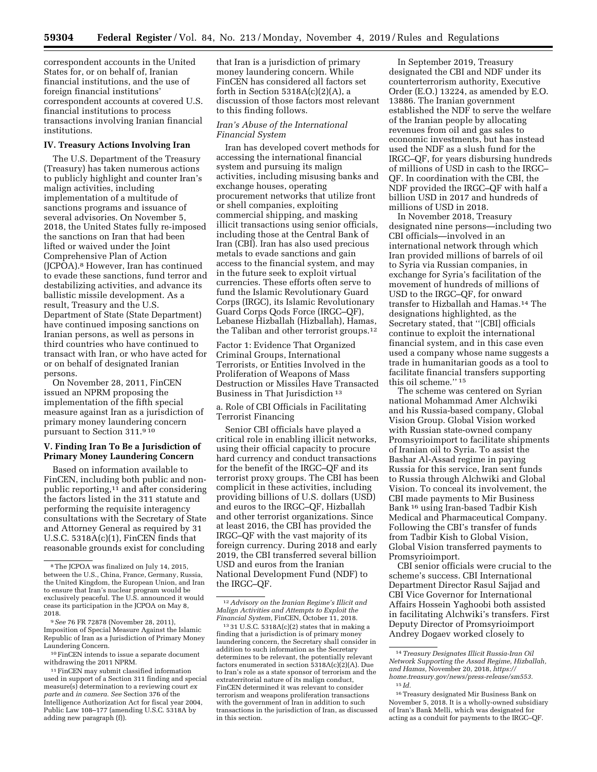correspondent accounts in the United States for, or on behalf of, Iranian financial institutions, and the use of foreign financial institutions' correspondent accounts at covered U.S. financial institutions to process transactions involving Iranian financial institutions.

## IV. Treasury Actions Involving Iran

The U.S. Department of the Treasury (Treasury) has taken numerous actions to publicly highlight and counter Iran's malign activities, including implementation of a multitude of sanctions programs and issuance of several advisories. On November 5, 2018, the United States fully re-imposed the sanctions on Iran that had been lifted or waived under the Joint Comprehensive Plan of Action (JCPOA).[8] However, Iran has continued to evade these sanctions, fund terror and destabilizing activities, and advance its ballistic missile development. As a result, Treasury and the U.S. Department of State (State Department) have continued imposing sanctions on Iranian persons, as well as persons in third countries who have continued to transact with Iran, or who have acted for or on behalf of designated Iranian persons.

On November 28, 2011, FinCEN issued an NPRM proposing the implementation of the fifth special measure against Iran as a jurisdiction of primary money laundering concern pursuant to Section 311.[9] [10]

## V. Finding Iran To Be a Jurisdiction of Primary Money Laundering Concern

Based on information available to FinCEN, including both public and non-public reporting,[11] and after considering the factors listed in the 311 statute and performing the requisite interagency consultations with the Secretary of State and Attorney General as required by 31 U.S.C. 5318A(c)(1), FinCEN finds that reasonable grounds exist for concluding that Iran is a jurisdiction of primary money laundering concern. While FinCEN has considered all factors set forth in Section 5318A(c)(2)(A), a discussion of those factors most relevant to this finding follows.

### *Iran's Abuse of the International Financial System*

Iran has developed covert methods for accessing the international financial system and pursuing its malign activities, including misusing banks and exchange houses, operating procurement networks that utilize front or shell companies, exploiting commercial shipping, and masking illicit transactions using senior officials, including those at the Central Bank of Iran (CBI). Iran has also used precious metals to evade sanctions and gain access to the financial system, and may in the future seek to exploit virtual currencies. These efforts often serve to fund the Islamic Revolutionary Guard Corps (IRGC), its Islamic Revolutionary Guard Corps Qods Force (IRGC–QF), Lebanese Hizballah (Hizballah), Hamas, the Taliban and other terrorist groups.[12]

Factor 1: Evidence That Organized Criminal Groups, International Terrorists, or Entities Involved in the Proliferation of Weapons of Mass Destruction or Missiles Have Transacted Business in That Jurisdiction [13]

a. Role of CBI Officials in Facilitating Terrorist Financing

Senior CBI officials have played a critical role in enabling illicit networks, using their official capacity to procure hard currency and conduct transactions for the benefit of the IRGC–QF and its terrorist proxy groups. The CBI has been complicit in these activities, including providing billions of U.S. dollars (USD) and euros to the IRGC–QF, Hizballah and other terrorist organizations. Since at least 2016, the CBI has provided the IRGC–QF with the vast majority of its foreign currency. During 2018 and early 2019, the CBI transferred several billion USD and euros from the Iranian National Development Fund (NDF) to the IRGC–QF.

In September 2019, Treasury designated the CBI and NDF under its counterterrorism authority, Executive Order (E.O.) 13224, as amended by E.O. 13886. The Iranian government established the NDF to serve the welfare of the Iranian people by allocating revenues from oil and gas sales to economic investments, but has instead used the NDF as a slush fund for the IRGC–QF, for years disbursing hundreds of millions of USD in cash to the IRGC–QF. In coordination with the CBI, the NDF provided the IRGC–QF with half a billion USD in 2017 and hundreds of millions of USD in 2018.

In November 2018, Treasury designated nine persons—including two CBI officials—involved in an international network through which Iran provided millions of barrels of oil to Syria via Russian companies, in exchange for Syria's facilitation of the movement of hundreds of millions of USD to the IRGC–QF, for onward transfer to Hizballah and Hamas.[14] The designations highlighted, as the Secretary stated, that "[CBI] officials continue to exploit the international financial system, and in this case even used a company whose name suggests a trade in humanitarian goods as a tool to facilitate financial transfers supporting this oil scheme." [15]

The scheme was centered on Syrian national Mohammad Amer Alchwiki and his Russia-based company, Global Vision Group. Global Vision worked with Russian state-owned company Promsyrioimport to facilitate shipments of Iranian oil to Syria. To assist the Bashar Al-Assad regime in paying Russia for this service, Iran sent funds to Russia through Alchwiki and Global Vision. To conceal its involvement, the CBI made payments to Mir Business Bank [16] using Iran-based Tadbir Kish Medical and Pharmaceutical Company. Following the CBI's transfer of funds from Tadbir Kish to Global Vision, Global Vision transferred payments to Promsyrioimport.

CBI senior officials were crucial to the scheme's success. CBI International Department Director Rasul Sajjad and CBI Vice Governor for International Affairs Hossein Yaghoobi both assisted in facilitating Alchwiki's transfers. First Deputy Director of Promsyrioimport Andrey Dogaev worked closely to

---

[8] The JCPOA was finalized on July 14, 2015, between the U.S., China, France, Germany, Russia, the United Kingdom, the European Union, and Iran to ensure that Iran's nuclear program would be exclusively peaceful. The U.S. announced it would cease its participation in the JCPOA on May 8, 2018.

[9] *See* 76 FR 72878 (November 28, 2011), Imposition of Special Measure Against the Islamic Republic of Iran as a Jurisdiction of Primary Money Laundering Concern.

[10] FinCEN intends to issue a separate document withdrawing the 2011 NPRM.

[11] FinCEN may submit classified information used in support of a Section 311 finding and special measure(s) determination to a reviewing court *ex parte* and *in camera*. *See* Section 376 of the Intelligence Authorization Act for fiscal year 2004, Public Law 108–177 (amending U.S.C. 5318A by adding new paragraph (f)).

[12] *Advisory on the Iranian Regime's Illicit and Malign Activities and Attempts to Exploit the Financial System,* FinCEN, October 11, 2018.

[13] 31 U.S.C. 5318A(c)(2) states that in making a finding that a jurisdiction is of primary money laundering concern, the Secretary shall consider in addition to such information as the Secretary determines to be relevant, the potentially relevant factors enumerated in section 5318A(c)(2)(A). Due to Iran's role as a state sponsor of terrorism and the extraterritorial nature of its malign conduct, FinCEN determined it was relevant to consider terrorism and weapons proliferation transactions with the government of Iran in addition to such transactions in the jurisdiction of Iran, as discussed in this section.

[14] *Treasury Designates Illicit Russia-Iran Oil Network Supporting the Assad Regime, Hizballah, and Hamas,* November 20, 2018, *https://home.treasury.gov/news/press-release/sm553.*

[15] *Id.*

[16] Treasury designated Mir Business Bank on November 5, 2018. It is a wholly-owned subsidiary of Iran's Bank Melli, which was designated for acting as a conduit for payments to the IRGC–QF.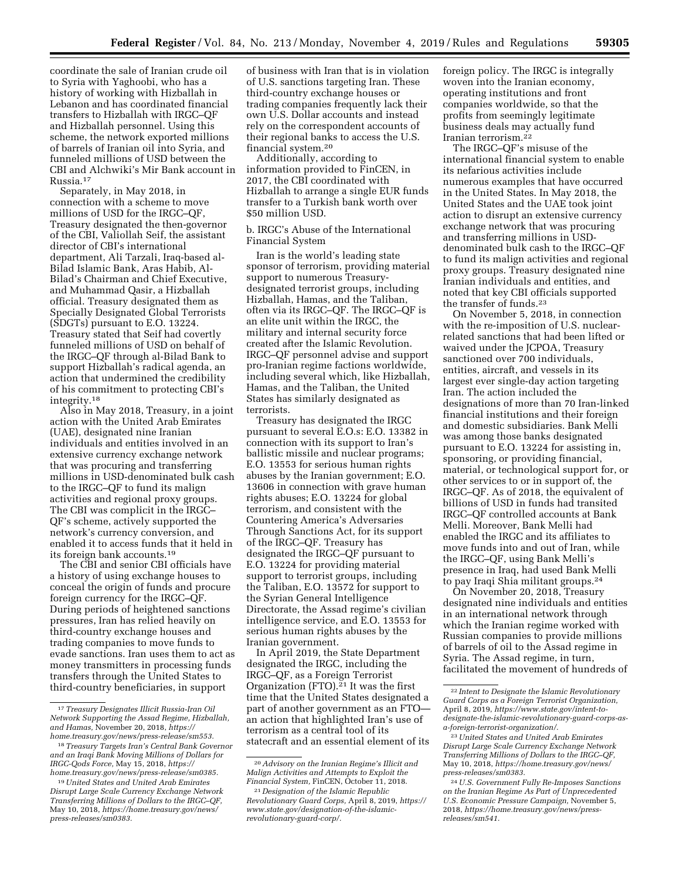coordinate the sale of Iranian crude oil to Syria with Yaghoobi, who has a history of working with Hizballah in Lebanon and has coordinated financial transfers to Hizballah with IRGC–QF and Hizballah personnel. Using this scheme, the network exported millions of barrels of Iranian oil into Syria, and funneled millions of USD between the CBI and Alchwiki's Mir Bank account in Russia.[17]

Separately, in May 2018, in connection with a scheme to move millions of USD for the IRGC–QF, Treasury designated the then-governor of the CBI, Valiollah Seif, the assistant director of CBI's international department, Ali Tarzali, Iraq-based al-Bilad Islamic Bank, Aras Habib, Al-Bilad's Chairman and Chief Executive, and Muhammad Qasir, a Hizballah official. Treasury designated them as Specially Designated Global Terrorists (SDGTs) pursuant to E.O. 13224. Treasury stated that Seif had covertly funneled millions of USD on behalf of the IRGC–QF through al-Bilad Bank to support Hizballah's radical agenda, an action that undermined the credibility of his commitment to protecting CBI's integrity.[18]

Also in May 2018, Treasury, in a joint action with the United Arab Emirates (UAE), designated nine Iranian individuals and entities involved in an extensive currency exchange network that was procuring and transferring millions in USD-denominated bulk cash to the IRGC–QF to fund its malign activities and regional proxy groups. The CBI was complicit in the IRGC–QF's scheme, actively supported the network's currency conversion, and enabled it to access funds that it held in its foreign bank accounts.[19]

The CBI and senior CBI officials have a history of using exchange houses to conceal the origin of funds and procure foreign currency for the IRGC–QF. During periods of heightened sanctions pressures, Iran has relied heavily on third-country exchange houses and trading companies to move funds to evade sanctions. Iran uses them to act as money transmitters in processing funds transfers through the United States to third-country beneficiaries, in support of business with Iran that is in violation of U.S. sanctions targeting Iran. These third-country exchange houses or trading companies frequently lack their own U.S. Dollar accounts and instead rely on the correspondent accounts of their regional banks to access the U.S. financial system.[20]

Additionally, according to information provided to FinCEN, in 2017, the CBI coordinated with Hizballah to arrange a single EUR funds transfer to a Turkish bank worth over $50 million USD.

b. IRGC's Abuse of the International Financial System

Iran is the world's leading state sponsor of terrorism, providing material support to numerous Treasury-designated terrorist groups, including Hizballah, Hamas, and the Taliban, often via its IRGC–QF. The IRGC–QF is an elite unit within the IRGC, the military and internal security force created after the Islamic Revolution. IRGC–QF personnel advise and support pro-Iranian regime factions worldwide, including several which, like Hizballah, Hamas, and the Taliban, the United States has similarly designated as terrorists.

Treasury has designated the IRGC pursuant to several E.O.s: E.O. 13382 in connection with its support to Iran's ballistic missile and nuclear programs; E.O. 13553 for serious human rights abuses by the Iranian government; E.O. 13606 in connection with grave human rights abuses; E.O. 13224 for global terrorism, and consistent with the Countering America's Adversaries Through Sanctions Act, for its support of the IRGC–QF. Treasury has designated the IRGC–QF pursuant to E.O. 13224 for providing material support to terrorist groups, including the Taliban, E.O. 13572 for support to the Syrian General Intelligence Directorate, the Assad regime's civilian intelligence service, and E.O. 13553 for serious human rights abuses by the Iranian government.

In April 2019, the State Department designated the IRGC, including the IRGC–QF, as a Foreign Terrorist Organization (FTO).[21] It was the first time that the United States designated a part of another government as an FTO—an action that highlighted Iran's use of terrorism as a central tool of its statecraft and an essential element of its foreign policy. The IRGC is integrally woven into the Iranian economy, operating institutions and front companies worldwide, so that the profits from seemingly legitimate business deals may actually fund Iranian terrorism.[22]

The IRGC–QF's misuse of the international financial system to enable its nefarious activities include numerous examples that have occurred in the United States. In May 2018, the United States and the UAE took joint action to disrupt an extensive currency exchange network that was procuring and transferring millions in USD-denominated bulk cash to the IRGC–QF to fund its malign activities and regional proxy groups. Treasury designated nine Iranian individuals and entities, and noted that key CBI officials supported the transfer of funds.[23]

On November 5, 2018, in connection with the re-imposition of U.S. nuclear-related sanctions that had been lifted or waived under the JCPOA, Treasury sanctioned over 700 individuals, entities, aircraft, and vessels in its largest ever single-day action targeting Iran. The action included the designations of more than 70 Iran-linked financial institutions and their foreign and domestic subsidiaries. Bank Melli was among those banks designated pursuant to E.O. 13224 for assisting in, sponsoring, or providing financial, material, or technological support for, or other services to or in support of, the IRGC–QF. As of 2018, the equivalent of billions of USD in funds had transited IRGC–QF controlled accounts at Bank Melli. Moreover, Bank Melli had enabled the IRGC and its affiliates to move funds into and out of Iran, while the IRGC–QF, using Bank Melli's presence in Iraq, had used Bank Melli to pay Iraqi Shia militant groups.[24]

On November 20, 2018, Treasury designated nine individuals and entities in an international network through which the Iranian regime worked with Russian companies to provide millions of barrels of oil to the Assad regime in Syria. The Assad regime, in turn, facilitated the movement of hundreds of

---

[17] *Treasury Designates Illicit Russia-Iran Oil Network Supporting the Assad Regime, Hizballah, and Hamas,* November 20, 2018, *https://home.treasury.gov/news/press-release/sm553.*

[18] *Treasury Targets Iran's Central Bank Governor and an Iraqi Bank Moving Millions of Dollars for IRGC-Qods Force,* May 15, 2018, *https://home.treasury.gov/news/press-release/sm0385.*

[19] *United States and United Arab Emirates Disrupt Large Scale Currency Exchange Network Transferring Millions of Dollars to the IRGC–QF,* May 10, 2018, *https://home.treasury.gov/news/press-releases/sm0383.*

[20] *Advisory on the Iranian Regime's Illicit and Malign Activities and Attempts to Exploit the Financial System,* FinCEN, October 11, 2018.

[21] *Designation of the Islamic Republic Revolutionary Guard Corps,* April 8, 2019, *https://www.state.gov/designation-of-the-islamic-revolutionary-guard-corp/.*

[22] *Intent to Designate the Islamic Revolutionary Guard Corps as a Foreign Terrorist Organization,* April 8, 2019, *https://www.state.gov/intent-to-designate-the-islamic-revolutionary-guard-corps-as-a-foreign-terrorist-organization/.*

[23] *United States and United Arab Emirates Disrupt Large Scale Currency Exchange Network Transferring Millions of Dollars to the IRGC–QF,* May 10, 2018, *https://home.treasury.gov/news/press-releases/sm0383.*

[24] *U.S. Government Fully Re-Imposes Sanctions on the Iranian Regime As Part of Unprecedented U.S. Economic Pressure Campaign,* November 5, 2018, *https://home.treasury.gov/news/press-releases/sm541.*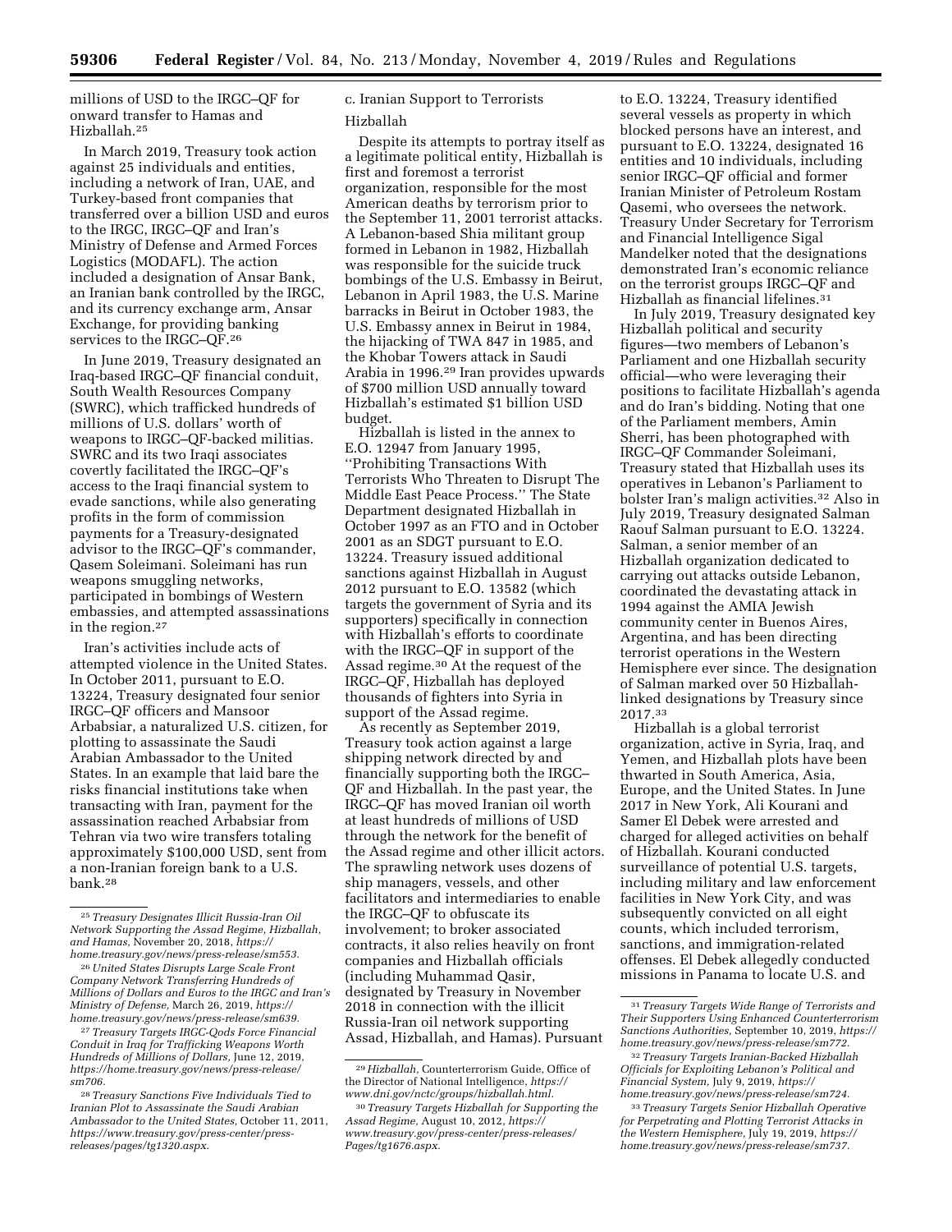millions of USD to the IRGC–QF for onward transfer to Hamas and Hizballah.[25]

In March 2019, Treasury took action against 25 individuals and entities, including a network of Iran, UAE, and Turkey-based front companies that transferred over a billion USD and euros to the IRGC, IRGC–QF and Iran's Ministry of Defense and Armed Forces Logistics (MODAFL). The action included a designation of Ansar Bank, an Iranian bank controlled by the IRGC, and its currency exchange arm, Ansar Exchange, for providing banking services to the IRGC–QF.[26]

In June 2019, Treasury designated an Iraq-based IRGC–QF financial conduit, South Wealth Resources Company (SWRC), which trafficked hundreds of millions of U.S. dollars' worth of weapons to IRGC–QF-backed militias. SWRC and its two Iraqi associates covertly facilitated the IRGC–QF's access to the Iraqi financial system to evade sanctions, while also generating profits in the form of commission payments for a Treasury-designated advisor to the IRGC–QF's commander, Qasem Soleimani. Soleimani has run weapons smuggling networks, participated in bombings of Western embassies, and attempted assassinations in the region.[27]

Iran's activities include acts of attempted violence in the United States. In October 2011, pursuant to E.O. 13224, Treasury designated four senior IRGC–QF officers and Mansoor Arbabsiar, a naturalized U.S. citizen, for plotting to assassinate the Saudi Arabian Ambassador to the United States. In an example that laid bare the risks financial institutions take when transacting with Iran, payment for the assassination reached Arbabsiar from Tehran via two wire transfers totaling approximately $100,000 USD, sent from a non-Iranian foreign bank to a U.S. bank.[28]

c. Iranian Support to Terrorists

Hizballah

Despite its attempts to portray itself as a legitimate political entity, Hizballah is first and foremost a terrorist organization, responsible for the most American deaths by terrorism prior to the September 11, 2001 terrorist attacks. A Lebanon-based Shia militant group formed in Lebanon in 1982, Hizballah was responsible for the suicide truck bombings of the U.S. Embassy in Beirut, Lebanon in April 1983, the U.S. Marine barracks in Beirut in October 1983, the U.S. Embassy annex in Beirut in 1984, the hijacking of TWA 847 in 1985, and the Khobar Towers attack in Saudi Arabia in 1996.[29] Iran provides upwards of $700 million USD annually toward Hizballah's estimated $1 billion USD budget.

Hizballah is listed in the annex to E.O. 12947 from January 1995, ''Prohibiting Transactions With Terrorists Who Threaten to Disrupt The Middle East Peace Process.'' The State Department designated Hizballah in October 1997 as an FTO and in October 2001 as an SDGT pursuant to E.O. 13224. Treasury issued additional sanctions against Hizballah in August 2012 pursuant to E.O. 13582 (which targets the government of Syria and its supporters) specifically in connection with Hizballah's efforts to coordinate with the IRGC–QF in support of the Assad regime.[30] At the request of the IRGC–QF, Hizballah has deployed thousands of fighters into Syria in support of the Assad regime.

As recently as September 2019, Treasury took action against a large shipping network directed by and financially supporting both the IRGC–QF and Hizballah. In the past year, the IRGC–QF has moved Iranian oil worth at least hundreds of millions of USD through the network for the benefit of the Assad regime and other illicit actors. The sprawling network uses dozens of ship managers, vessels, and other facilitators and intermediaries to enable the IRGC–QF to obfuscate its involvement; to broker associated contracts, it also relies heavily on front companies and Hizballah officials (including Muhammad Qasir, designated by Treasury in November 2018 in connection with the illicit Russia-Iran oil network supporting Assad, Hizballah, and Hamas). Pursuant to E.O. 13224, Treasury identified several vessels as property in which blocked persons have an interest, and pursuant to E.O. 13224, designated 16 entities and 10 individuals, including senior IRGC–QF official and former Iranian Minister of Petroleum Rostam Qasemi, who oversees the network. Treasury Under Secretary for Terrorism and Financial Intelligence Sigal Mandelker noted that the designations demonstrated Iran's economic reliance on the terrorist groups IRGC–QF and Hizballah as financial lifelines.[31]

In July 2019, Treasury designated key Hizballah political and security figures—two members of Lebanon's Parliament and one Hizballah security official—who were leveraging their positions to facilitate Hizballah's agenda and do Iran's bidding. Noting that one of the Parliament members, Amin Sherri, has been photographed with IRGC–QF Commander Soleimani, Treasury stated that Hizballah uses its operatives in Lebanon's Parliament to bolster Iran's malign activities.[32] Also in July 2019, Treasury designated Salman Raouf Salman pursuant to E.O. 13224. Salman, a senior member of an Hizballah organization dedicated to carrying out attacks outside Lebanon, coordinated the devastating attack in 1994 against the AMIA Jewish community center in Buenos Aires, Argentina, and has been directing terrorist operations in the Western Hemisphere ever since. The designation of Salman marked over 50 Hizballah-linked designations by Treasury since 2017.[33]

Hizballah is a global terrorist organization, active in Syria, Iraq, and Yemen, and Hizballah plots have been thwarted in South America, Asia, Europe, and the United States. In June 2017 in New York, Ali Kourani and Samer El Debek were arrested and charged for alleged activities on behalf of Hizballah. Kourani conducted surveillance of potential U.S. targets, including military and law enforcement facilities in New York City, and was subsequently convicted on all eight counts, which included terrorism, sanctions, and immigration-related offenses. El Debek allegedly conducted missions in Panama to locate U.S. and

---

[25] *Treasury Designates Illicit Russia-Iran Oil Network Supporting the Assad Regime, Hizballah, and Hamas,* November 20, 2018, *https://home.treasury.gov/news/press-release/sm553.*

[26] *United States Disrupts Large Scale Front Company Network Transferring Hundreds of Millions of Dollars and Euros to the IRGC and Iran's Ministry of Defense,* March 26, 2019, *https://home.treasury.gov/news/press-release/sm639.*

[27] *Treasury Targets IRGC-Qods Force Financial Conduit in Iraq for Trafficking Weapons Worth Hundreds of Millions of Dollars,* June 12, 2019, *https://home.treasury.gov/news/press-release/sm706.*

[28] *Treasury Sanctions Five Individuals Tied to Iranian Plot to Assassinate the Saudi Arabian Ambassador to the United States,* October 11, 2011, *https://www.treasury.gov/press-center/press-releases/pages/tg1320.aspx.*

[29] *Hizballah,* Counterterrorism Guide, Office of the Director of National Intelligence, *https://www.dni.gov/nctc/groups/hizballah.html.*

[30] *Treasury Targets Hizballah for Supporting the Assad Regime,* August 10, 2012, *https://www.treasury.gov/press-center/press-releases/Pages/tg1676.aspx.*

[31] *Treasury Targets Wide Range of Terrorists and Their Supporters Using Enhanced Counterterrorism Sanctions Authorities,* September 10, 2019, *https://home.treasury.gov/news/press-release/sm772.*

[32] *Treasury Targets Iranian-Backed Hizballah Officials for Exploiting Lebanon's Political and Financial System,* July 9, 2019, *https://home.treasury.gov/news/press-release/sm724.*

[33] *Treasury Targets Senior Hizballah Operative for Perpetrating and Plotting Terrorist Attacks in the Western Hemisphere,* July 19, 2019, *https://home.treasury.gov/news/press-release/sm737.*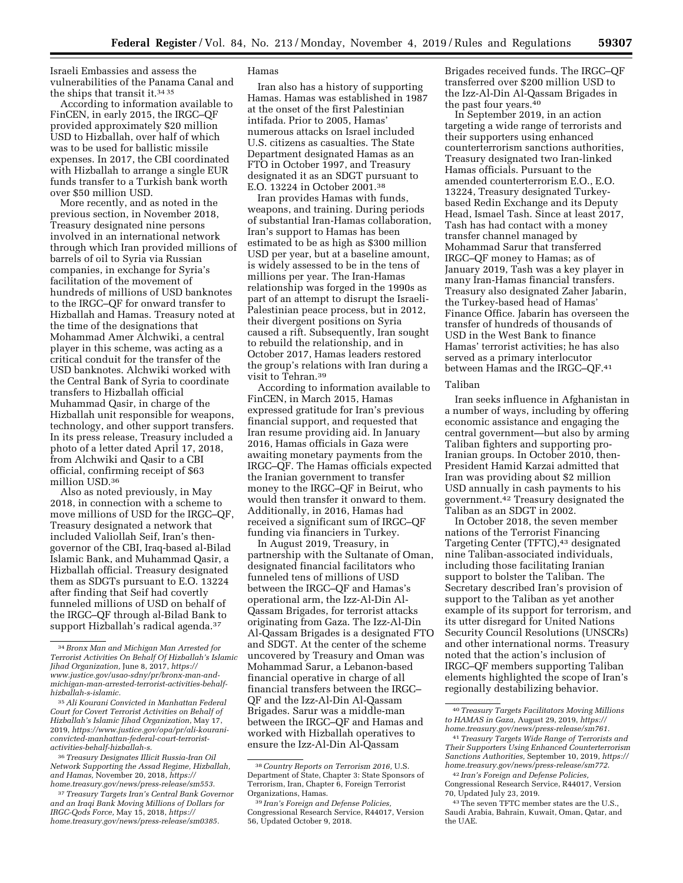Israeli Embassies and assess the vulnerabilities of the Panama Canal and the ships that transit it.[34] [35]

According to information available to FinCEN, in early 2015, the IRGC–QF provided approximately $20 million USD to Hizballah, over half of which was to be used for ballistic missile expenses. In 2017, the CBI coordinated with Hizballah to arrange a single EUR funds transfer to a Turkish bank worth over $50 million USD.

More recently, and as noted in the previous section, in November 2018, Treasury designated nine persons involved in an international network through which Iran provided millions of barrels of oil to Syria via Russian companies, in exchange for Syria's facilitation of the movement of hundreds of millions of USD banknotes to the IRGC–QF for onward transfer to Hizballah and Hamas. Treasury noted at the time of the designations that Mohammad Amer Alchwiki, a central player in this scheme, was acting as a critical conduit for the transfer of the USD banknotes. Alchwiki worked with the Central Bank of Syria to coordinate transfers to Hizballah official Muhammad Qasir, in charge of the Hizballah unit responsible for weapons, technology, and other support transfers. In its press release, Treasury included a photo of a letter dated April 17, 2018, from Alchwiki and Qasir to a CBI official, confirming receipt of $63 million USD.[36]

Also as noted previously, in May 2018, in connection with a scheme to move millions of USD for the IRGC–QF, Treasury designated a network that included Valiollah Seif, Iran's then-governor of the CBI, Iraq-based al-Bilad Islamic Bank, and Muhammad Qasir, a Hizballah official. Treasury designated them as SDGTs pursuant to E.O. 13224 after finding that Seif had covertly funneled millions of USD on behalf of the IRGC–QF through al-Bilad Bank to support Hizballah's radical agenda.[37]

### Hamas

Iran also has a history of supporting Hamas. Hamas was established in 1987 at the onset of the first Palestinian intifada. Prior to 2005, Hamas' numerous attacks on Israel included U.S. citizens as casualties. The State Department designated Hamas as an FTO in October 1997, and Treasury designated it as an SDGT pursuant to E.O. 13224 in October 2001.[38]

Iran provides Hamas with funds, weapons, and training. During periods of substantial Iran-Hamas collaboration, Iran's support to Hamas has been estimated to be as high as $300 million USD per year, but at a baseline amount, is widely assessed to be in the tens of millions per year. The Iran-Hamas relationship was forged in the 1990s as part of an attempt to disrupt the Israeli-Palestinian peace process, but in 2012, their divergent positions on Syria caused a rift. Subsequently, Iran sought to rebuild the relationship, and in October 2017, Hamas leaders restored the group's relations with Iran during a visit to Tehran.[39]

According to information available to FinCEN, in March 2015, Hamas expressed gratitude for Iran's previous financial support, and requested that Iran resume providing aid. In January 2016, Hamas officials in Gaza were awaiting monetary payments from the IRGC–QF. The Hamas officials expected the Iranian government to transfer money to the IRGC–QF in Beirut, who would then transfer it onward to them. Additionally, in 2016, Hamas had received a significant sum of IRGC–QF funding via financiers in Turkey.

In August 2019, Treasury, in partnership with the Sultanate of Oman, designated financial facilitators who funneled tens of millions of USD between the IRGC–QF and Hamas's operational arm, the Izz-Al-Din Al-Qassam Brigades, for terrorist attacks originating from Gaza. The Izz-Al-Din Al-Qassam Brigades is a designated FTO and SDGT. At the center of the scheme uncovered by Treasury and Oman was Mohammad Sarur, a Lebanon-based financial operative in charge of all financial transfers between the IRGC–QF and the Izz-Al-Din Al-Qassam Brigades. Sarur was a middle-man between the IRGC–QF and Hamas and worked with Hizballah operatives to ensure the Izz-Al-Din Al-Qassam Brigades received funds. The IRGC–QF transferred over $200 million USD to the Izz-Al-Din Al-Qassam Brigades in the past four years.[40]

In September 2019, in an action targeting a wide range of terrorists and their supporters using enhanced counterterrorism sanctions authorities, Treasury designated two Iran-linked Hamas officials. Pursuant to the amended counterterrorism E.O., E.O. 13224, Treasury designated Turkey-based Redin Exchange and its Deputy Head, Ismael Tash. Since at least 2017, Tash has had contact with a money transfer channel managed by Mohammad Sarur that transferred IRGC–QF money to Hamas; as of January 2019, Tash was a key player in many Iran-Hamas financial transfers. Treasury also designated Zaher Jabarin, the Turkey-based head of Hamas' Finance Office. Jabarin has overseen the transfer of hundreds of thousands of USD in the West Bank to finance Hamas' terrorist activities; he has also served as a primary interlocutor between Hamas and the IRGC–QF.[41]

### Taliban

Iran seeks influence in Afghanistan in a number of ways, including by offering economic assistance and engaging the central government—but also by arming Taliban fighters and supporting pro-Iranian groups. In October 2010, then-President Hamid Karzai admitted that Iran was providing about $2 million USD annually in cash payments to his government.[42] Treasury designated the Taliban as an SDGT in 2002.

In October 2018, the seven member nations of the Terrorist Financing Targeting Center (TFTC),[43] designated nine Taliban-associated individuals, including those facilitating Iranian support to bolster the Taliban. The Secretary described Iran's provision of support to the Taliban as yet another example of its support for terrorism, and its utter disregard for United Nations Security Council Resolutions (UNSCRs) and other international norms. Treasury noted that the action's inclusion of IRGC–QF members supporting Taliban elements highlighted the scope of Iran's regionally destabilizing behavior.

---

[34] *Bronx Man and Michigan Man Arrested for Terrorist Activities On Behalf Of Hizballah's Islamic Jihad Organization,* June 8, 2017, *https://www.justice.gov/usao-sdny/pr/bronx-man-and-michigan-man-arrested-terrorist-activities-behalf-hizballah-s-islamic.*

[35] *Ali Kourani Convicted in Manhattan Federal Court for Covert Terrorist Activities on Behalf of Hizballah's Islamic Jihad Organization,* May 17, 2019, *https://www.justice.gov/opa/pr/ali-kourani-convicted-manhattan-federal-court-terrorist-activities-behalf-hizballah-s.*

[36] *Treasury Designates Illicit Russia-Iran Oil Network Supporting the Assad Regime, Hizballah, and Hamas,* November 20, 2018, *https://home.treasury.gov/news/press-release/sm553.*

[37] *Treasury Targets Iran's Central Bank Governor and an Iraqi Bank Moving Millions of Dollars for IRGC-Qods Force,* May 15, 2018, *https://home.treasury.gov/news/press-release/sm0385.*

[38] *Country Reports on Terrorism 2016,* U.S. Department of State, Chapter 3: State Sponsors of Terrorism, Iran, Chapter 6, Foreign Terrorist Organizations, Hamas.

[39] *Iran's Foreign and Defense Policies,* Congressional Research Service, R44017, Version 56, Updated October 9, 2018.

[40] *Treasury Targets Facilitators Moving Millions to HAMAS in Gaza,* August 29, 2019, *https://home.treasury.gov/news/press-release/sm761.*

[41] *Treasury Targets Wide Range of Terrorists and Their Supporters Using Enhanced Counterterrorism Sanctions Authorities,* September 10, 2019, *https://home.treasury.gov/news/press-release/sm772.*

[42] *Iran's Foreign and Defense Policies,* Congressional Research Service, R44017, Version 70, Updated July 23, 2019.

[43] The seven TFTC member states are the U.S., Saudi Arabia, Bahrain, Kuwait, Oman, Qatar, and the UAE.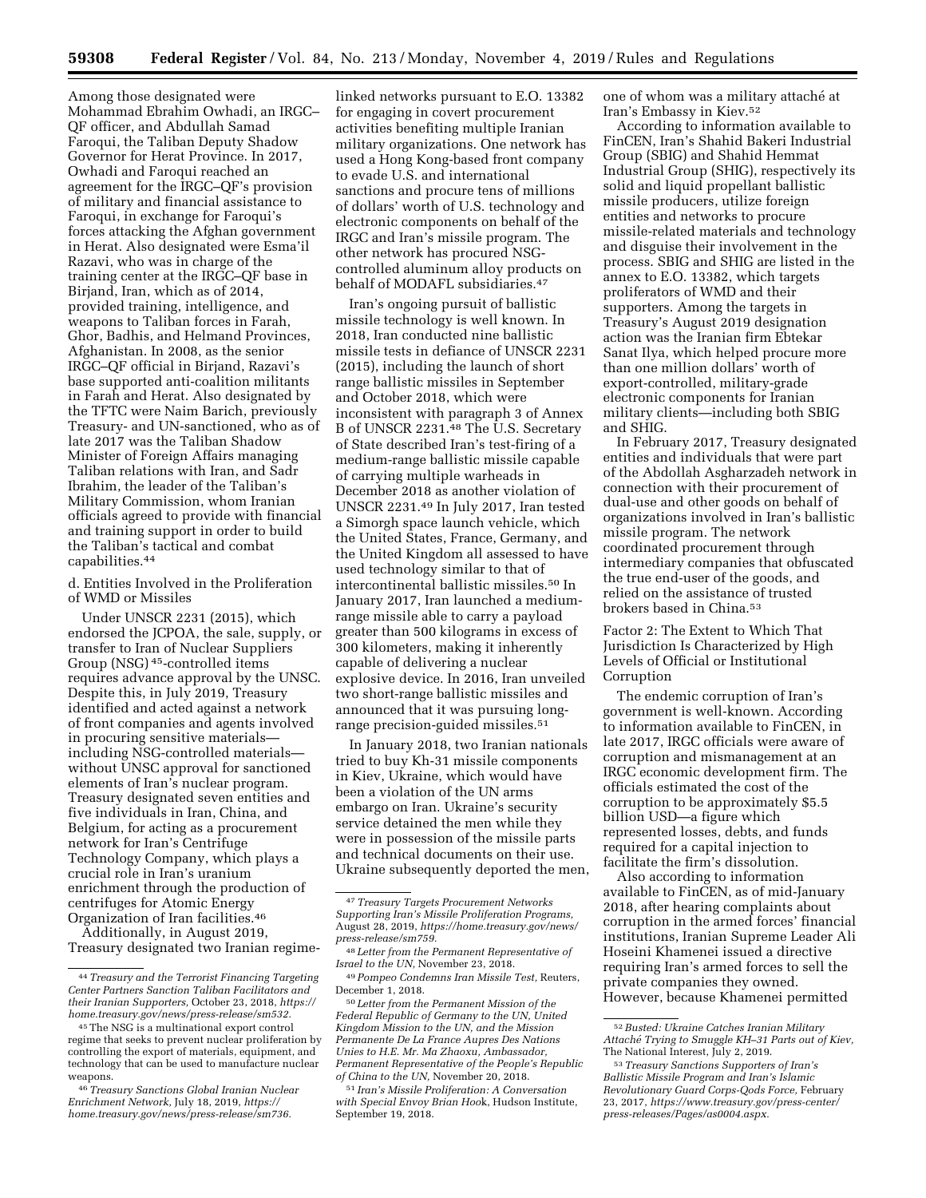Among those designated were Mohammad Ebrahim Owhadi, an IRGC–QF officer, and Abdullah Samad Faroqui, the Taliban Deputy Shadow Governor for Herat Province. In 2017, Owhadi and Faroqui reached an agreement for the IRGC–QF's provision of military and financial assistance to Faroqui, in exchange for Faroqui's forces attacking the Afghan government in Herat. Also designated were Esma'il Razavi, who was in charge of the training center at the IRGC–QF base in Birjand, Iran, which as of 2014, provided training, intelligence, and weapons to Taliban forces in Farah, Ghor, Badhis, and Helmand Provinces, Afghanistan. In 2008, as the senior IRGC–QF official in Birjand, Razavi's base supported anti-coalition militants in Farah and Herat. Also designated by the TFTC were Naim Barich, previously Treasury- and UN-sanctioned, who as of late 2017 was the Taliban Shadow Minister of Foreign Affairs managing Taliban relations with Iran, and Sadr Ibrahim, the leader of the Taliban's Military Commission, whom Iranian officials agreed to provide with financial and training support in order to build the Taliban's tactical and combat capabilities.[44]

d. Entities Involved in the Proliferation of WMD or Missiles

Under UNSCR 2231 (2015), which endorsed the JCPOA, the sale, supply, or transfer to Iran of Nuclear Suppliers Group (NSG)[45]-controlled items requires advance approval by the UNSC. Despite this, in July 2019, Treasury identified and acted against a network of front companies and agents involved in procuring sensitive materials—including NSG-controlled materials—without UNSC approval for sanctioned elements of Iran's nuclear program. Treasury designated seven entities and five individuals in Iran, China, and Belgium, for acting as a procurement network for Iran's Centrifuge Technology Company, which plays a crucial role in Iran's uranium enrichment through the production of centrifuges for Atomic Energy Organization of Iran facilities.[46]

Additionally, in August 2019, Treasury designated two Iranian regime-linked networks pursuant to E.O. 13382 for engaging in covert procurement activities benefiting multiple Iranian military organizations. One network has used a Hong Kong-based front company to evade U.S. and international sanctions and procure tens of millions of dollars' worth of U.S. technology and electronic components on behalf of the IRGC and Iran's missile program. The other network has procured NSG-controlled aluminum alloy products on behalf of MODAFL subsidiaries.[47]

Iran's ongoing pursuit of ballistic missile technology is well known. In 2018, Iran conducted nine ballistic missile tests in defiance of UNSCR 2231 (2015), including the launch of short range ballistic missiles in September and October 2018, which were inconsistent with paragraph 3 of Annex B of UNSCR 2231.[48] The U.S. Secretary of State described Iran's test-firing of a medium-range ballistic missile capable of carrying multiple warheads in December 2018 as another violation of UNSCR 2231.[49] In July 2017, Iran tested a Simorgh space launch vehicle, which the United States, France, Germany, and the United Kingdom all assessed to have used technology similar to that of intercontinental ballistic missiles.[50] In January 2017, Iran launched a medium-range missile able to carry a payload greater than 500 kilograms in excess of 300 kilometers, making it inherently capable of delivering a nuclear explosive device. In 2016, Iran unveiled two short-range ballistic missiles and announced that it was pursuing long-range precision-guided missiles.[51]

In January 2018, two Iranian nationals tried to buy Kh-31 missile components in Kiev, Ukraine, which would have been a violation of the UN arms embargo on Iran. Ukraine's security service detained the men while they were in possession of the missile parts and technical documents on their use. Ukraine subsequently deported the men, one of whom was a military attaché at Iran's Embassy in Kiev.[52]

According to information available to FinCEN, Iran's Shahid Bakeri Industrial Group (SBIG) and Shahid Hemmat Industrial Group (SHIG), respectively its solid and liquid propellant ballistic missile producers, utilize foreign entities and networks to procure missile-related materials and technology and disguise their involvement in the process. SBIG and SHIG are listed in the annex to E.O. 13382, which targets proliferators of WMD and their supporters. Among the targets in Treasury's August 2019 designation action was the Iranian firm Ebtekar Sanat Ilya, which helped procure more than one million dollars' worth of export-controlled, military-grade electronic components for Iranian military clients—including both SBIG and SHIG.

In February 2017, Treasury designated entities and individuals that were part of the Abdollah Asgharzadeh network in connection with their procurement of dual-use and other goods on behalf of organizations involved in Iran's ballistic missile program. The network coordinated procurement through intermediary companies that obfuscated the true end-user of the goods, and relied on the assistance of trusted brokers based in China.[53]

Factor 2: The Extent to Which That Jurisdiction Is Characterized by High Levels of Official or Institutional Corruption

The endemic corruption of Iran's government is well-known. According to information available to FinCEN, in late 2017, IRGC officials were aware of corruption and mismanagement at an IRGC economic development firm. The officials estimated the cost of the corruption to be approximately $5.5 billion USD—a figure which represented losses, debts, and funds required for a capital injection to facilitate the firm's dissolution.

Also according to information available to FinCEN, as of mid-January 2018, after hearing complaints about corruption in the armed forces' financial institutions, Iranian Supreme Leader Ali Hoseini Khamenei issued a directive requiring Iran's armed forces to sell the private companies they owned. However, because Khamenei permitted

---

[44] *Treasury and the Terrorist Financing Targeting Center Partners Sanction Taliban Facilitators and their Iranian Supporters,* October 23, 2018, *https://home.treasury.gov/news/press-release/sm532.*

[45] The NSG is a multinational export control regime that seeks to prevent nuclear proliferation by controlling the export of materials, equipment, and technology that can be used to manufacture nuclear weapons.

[46] *Treasury Sanctions Global Iranian Nuclear Enrichment Network,* July 18, 2019, *https://home.treasury.gov/news/press-release/sm736.*

[47] *Treasury Targets Procurement Networks Supporting Iran's Missile Proliferation Programs,* August 28, 2019, *https://home.treasury.gov/news/press-release/sm759.*

[48] *Letter from the Permanent Representative of Israel to the UN,* November 23, 2018.

[49] *Pompeo Condemns Iran Missile Test,* Reuters, December 1, 2018.

[50] *Letter from the Permanent Mission of the Federal Republic of Germany to the UN, United Kingdom Mission to the UN, and the Mission Permanente De La France Aupres Des Nations Unies to H.E. Mr. Ma Zhaoxu, Ambassador, Permanent Representative of the People's Republic of China to the UN,* November 20, 2018.

[51] *Iran's Missile Proliferation: A Conversation with Special Envoy Brian Hoo*k, Hudson Institute, September 19, 2018.

[52] *Busted: Ukraine Catches Iranian Military Attaché Trying to Smuggle KH–31 Parts out of Kiev,* The National Interest, July 2, 2019.

[53] *Treasury Sanctions Supporters of Iran's Ballistic Missile Program and Iran's Islamic Revolutionary Guard Corps-Qods Force,* February 23, 2017, *https://www.treasury.gov/press-center/press-releases/Pages/as0004.aspx.*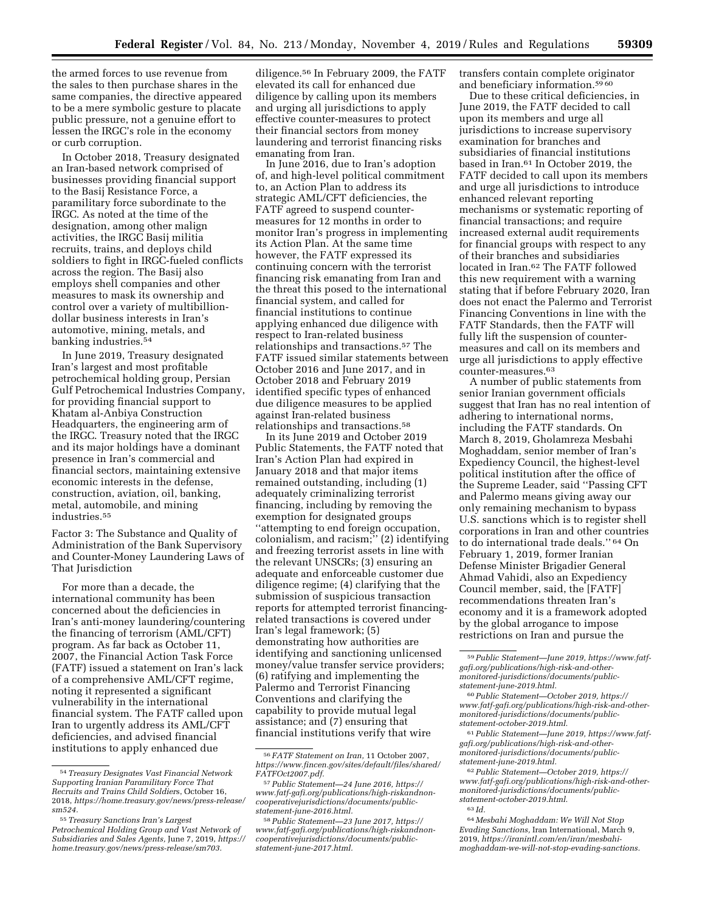the armed forces to use revenue from the sales to then purchase shares in the same companies, the directive appeared to be a mere symbolic gesture to placate public pressure, not a genuine effort to lessen the IRGC's role in the economy or curb corruption.

In October 2018, Treasury designated an Iran-based network comprised of businesses providing financial support to the Basij Resistance Force, a paramilitary force subordinate to the IRGC. As noted at the time of the designation, among other malign activities, the IRGC Basij militia recruits, trains, and deploys child soldiers to fight in IRGC-fueled conflicts across the region. The Basij also employs shell companies and other measures to mask its ownership and control over a variety of multibillion-dollar business interests in Iran's automotive, mining, metals, and banking industries.[54]

In June 2019, Treasury designated Iran's largest and most profitable petrochemical holding group, Persian Gulf Petrochemical Industries Company, for providing financial support to Khatam al-Anbiya Construction Headquarters, the engineering arm of the IRGC. Treasury noted that the IRGC and its major holdings have a dominant presence in Iran's commercial and financial sectors, maintaining extensive economic interests in the defense, construction, aviation, oil, banking, metal, automobile, and mining industries.[55]

Factor 3: The Substance and Quality of Administration of the Bank Supervisory and Counter-Money Laundering Laws of That Jurisdiction

For more than a decade, the international community has been concerned about the deficiencies in Iran's anti-money laundering/countering the financing of terrorism (AML/CFT) program. As far back as October 11, 2007, the Financial Action Task Force (FATF) issued a statement on Iran's lack of a comprehensive AML/CFT regime, noting it represented a significant vulnerability in the international financial system. The FATF called upon Iran to urgently address its AML/CFT deficiencies, and advised financial institutions to apply enhanced due diligence.[56] In February 2009, the FATF elevated its call for enhanced due diligence by calling upon its members and urging all jurisdictions to apply effective counter-measures to protect their financial sectors from money laundering and terrorist financing risks emanating from Iran.

In June 2016, due to Iran's adoption of, and high-level political commitment to, an Action Plan to address its strategic AML/CFT deficiencies, the FATF agreed to suspend counter-measures for 12 months in order to monitor Iran's progress in implementing its Action Plan. At the same time however, the FATF expressed its continuing concern with the terrorist financing risk emanating from Iran and the threat this posed to the international financial system, and called for financial institutions to continue applying enhanced due diligence with respect to Iran-related business relationships and transactions.[57] The FATF issued similar statements between October 2016 and June 2017, and in October 2018 and February 2019 identified specific types of enhanced due diligence measures to be applied against Iran-related business relationships and transactions.[58]

In its June 2019 and October 2019 Public Statements, the FATF noted that Iran's Action Plan had expired in January 2018 and that major items remained outstanding, including (1) adequately criminalizing terrorist financing, including by removing the exemption for designated groups ''attempting to end foreign occupation, colonialism, and racism;'' (2) identifying and freezing terrorist assets in line with the relevant UNSCRs; (3) ensuring an adequate and enforceable customer due diligence regime; (4) clarifying that the submission of suspicious transaction reports for attempted terrorist financing-related transactions is covered under Iran's legal framework; (5) demonstrating how authorities are identifying and sanctioning unlicensed money/value transfer service providers; (6) ratifying and implementing the Palermo and Terrorist Financing Conventions and clarifying the capability to provide mutual legal assistance; and (7) ensuring that financial institutions verify that wire transfers contain complete originator and beneficiary information.[59] [60]

Due to these critical deficiencies, in June 2019, the FATF decided to call upon its members and urge all jurisdictions to increase supervisory examination for branches and subsidiaries of financial institutions based in Iran.[61] In October 2019, the FATF decided to call upon its members and urge all jurisdictions to introduce enhanced relevant reporting mechanisms or systematic reporting of financial transactions; and require increased external audit requirements for financial groups with respect to any of their branches and subsidiaries located in Iran.[62] The FATF followed this new requirement with a warning stating that if before February 2020, Iran does not enact the Palermo and Terrorist Financing Conventions in line with the FATF Standards, then the FATF will fully lift the suspension of counter-measures and call on its members and urge all jurisdictions to apply effective counter-measures.[63]

A number of public statements from senior Iranian government officials suggest that Iran has no real intention of adhering to international norms, including the FATF standards. On March 8, 2019, Gholamreza Mesbahi Moghaddam, senior member of Iran's Expediency Council, the highest-level political institution after the office of the Supreme Leader, said ''Passing CFT and Palermo means giving away our only remaining mechanism to bypass U.S. sanctions which is to register shell corporations in Iran and other countries to do international trade deals.'' [64] On February 1, 2019, former Iranian Defense Minister Brigadier General Ahmad Vahidi, also an Expediency Council member, said, the [FATF] recommendations threaten Iran's economy and it is a framework adopted by the global arrogance to impose restrictions on Iran and pursue the

---

[54] *Treasury Designates Vast Financial Network Supporting Iranian Paramilitary Force That Recruits and Trains Child Soldiers*, October 16, 2018, *https://home.treasury.gov/news/press-release/sm524.*

[55] *Treasury Sanctions Iran's Largest Petrochemical Holding Group and Vast Network of Subsidiaries and Sales Agents,* June 7, 2019, *https://home.treasury.gov/news/press-release/sm703.*

[56] *FATF Statement on Iran,* 11 October 2007, *https://www.fincen.gov/sites/default/files/shared/FATFOct2007.pdf.*

[57] *Public Statement—24 June 2016, https://www.fatf-gafi.org/publications/high-riskandnon-cooperativejurisdictions/documents/public-statement-june-2016.html.*

[58] *Public Statement—23 June 2017, https://www.fatf-gafi.org/publications/high-riskandnon-cooperativejurisdictions/documents/public-statement-june-2017.html.*

[59] *Public Statement—June 2019, https://www.fatf-gafi.org/publications/high-risk-and-other-monitored-jurisdictions/documents/public-statement-june-2019.html.*

[60] *Public Statement—October 2019, https://www.fatf-gafi.org/publications/high-risk-and-other-monitored-jurisdictions/documents/public-statement-october-2019.html.*

[61] *Public Statement—June 2019, https://www.fatf-gafi.org/publications/high-risk-and-other-monitored-jurisdictions/documents/public-statement-june-2019.html.*

[62] *Public Statement—October 2019, https://www.fatf-gafi.org/publications/high-risk-and-other-monitored-jurisdictions/documents/public-statement-october-2019.html.*

[63] *Id.*

[64] *Mesbahi Moghaddam: We Will Not Stop Evading Sanctions,* Iran International, March 9, 2019, *https://iranintl.com/en/iran/mesbahi-moghaddam-we-will-not-stop-evading-sanctions.*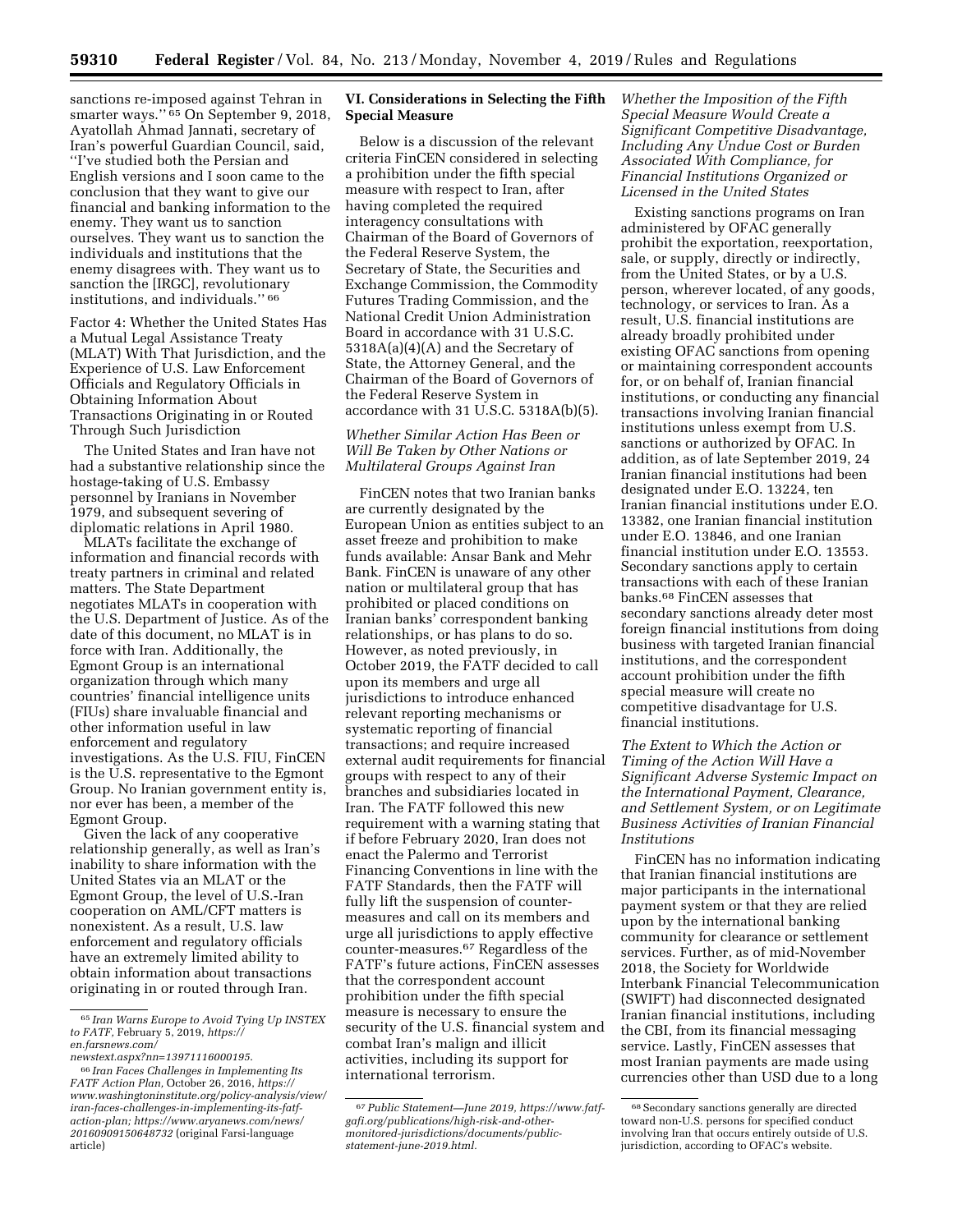sanctions re-imposed against Tehran in smarter ways.'' [65] On September 9, 2018, Ayatollah Ahmad Jannati, secretary of Iran's powerful Guardian Council, said, ''I've studied both the Persian and English versions and I soon came to the conclusion that they want to give our financial and banking information to the enemy. They want us to sanction ourselves. They want us to sanction the individuals and institutions that the enemy disagrees with. They want us to sanction the [IRGC], revolutionary institutions, and individuals.'' [66]

Factor 4: Whether the United States Has a Mutual Legal Assistance Treaty (MLAT) With That Jurisdiction, and the Experience of U.S. Law Enforcement Officials and Regulatory Officials in Obtaining Information About Transactions Originating in or Routed Through Such Jurisdiction

The United States and Iran have not had a substantive relationship since the hostage-taking of U.S. Embassy personnel by Iranians in November 1979, and subsequent severing of diplomatic relations in April 1980.

MLATs facilitate the exchange of information and financial records with treaty partners in criminal and related matters. The State Department negotiates MLATs in cooperation with the U.S. Department of Justice. As of the date of this document, no MLAT is in force with Iran. Additionally, the Egmont Group is an international organization through which many countries' financial intelligence units (FIUs) share invaluable financial and other information useful in law enforcement and regulatory investigations. As the U.S. FIU, FinCEN is the U.S. representative to the Egmont Group. No Iranian government entity is, nor ever has been, a member of the Egmont Group.

Given the lack of any cooperative relationship generally, as well as Iran's inability to share information with the United States via an MLAT or the Egmont Group, the level of U.S.-Iran cooperation on AML/CFT matters is nonexistent. As a result, U.S. law enforcement and regulatory officials have an extremely limited ability to obtain information about transactions originating in or routed through Iran.

## VI. Considerations in Selecting the Fifth Special Measure

Below is a discussion of the relevant criteria FinCEN considered in selecting a prohibition under the fifth special measure with respect to Iran, after having completed the required interagency consultations with Chairman of the Board of Governors of the Federal Reserve System, the Secretary of State, the Securities and Exchange Commission, the Commodity Futures Trading Commission, and the National Credit Union Administration Board in accordance with 31 U.S.C. 5318A(a)(4)(A) and the Secretary of State, the Attorney General, and the Chairman of the Board of Governors of the Federal Reserve System in accordance with 31 U.S.C. 5318A(b)(5).

### *Whether Similar Action Has Been or Will Be Taken by Other Nations or Multilateral Groups Against Iran*

FinCEN notes that two Iranian banks are currently designated by the European Union as entities subject to an asset freeze and prohibition to make funds available: Ansar Bank and Mehr Bank. FinCEN is unaware of any other nation or multilateral group that has prohibited or placed conditions on Iranian banks' correspondent banking relationships, or has plans to do so. However, as noted previously, in October 2019, the FATF decided to call upon its members and urge all jurisdictions to introduce enhanced relevant reporting mechanisms or systematic reporting of financial transactions; and require increased external audit requirements for financial groups with respect to any of their branches and subsidiaries located in Iran. The FATF followed this new requirement with a warning stating that if before February 2020, Iran does not enact the Palermo and Terrorist Financing Conventions in line with the FATF Standards, then the FATF will fully lift the suspension of counter-measures and call on its members and urge all jurisdictions to apply effective counter-measures.[67] Regardless of the FATF's future actions, FinCEN assesses that the correspondent account prohibition under the fifth special measure is necessary to ensure the security of the U.S. financial system and combat Iran's malign and illicit activities, including its support for international terrorism.

### *Whether the Imposition of the Fifth Special Measure Would Create a Significant Competitive Disadvantage, Including Any Undue Cost or Burden Associated With Compliance, for Financial Institutions Organized or Licensed in the United States*

Existing sanctions programs on Iran administered by OFAC generally prohibit the exportation, reexportation, sale, or supply, directly or indirectly, from the United States, or by a U.S. person, wherever located, of any goods, technology, or services to Iran. As a result, U.S. financial institutions are already broadly prohibited under existing OFAC sanctions from opening or maintaining correspondent accounts for, or on behalf of, Iranian financial institutions, or conducting any financial transactions involving Iranian financial institutions unless exempt from U.S. sanctions or authorized by OFAC. In addition, as of late September 2019, 24 Iranian financial institutions had been designated under E.O. 13224, ten Iranian financial institutions under E.O. 13382, one Iranian financial institution under E.O. 13846, and one Iranian financial institution under E.O. 13553. Secondary sanctions apply to certain transactions with each of these Iranian banks.[68] FinCEN assesses that secondary sanctions already deter most foreign financial institutions from doing business with targeted Iranian financial institutions, and the correspondent account prohibition under the fifth special measure will create no competitive disadvantage for U.S. financial institutions.

### *The Extent to Which the Action or Timing of the Action Will Have a Significant Adverse Systemic Impact on the International Payment, Clearance, and Settlement System, or on Legitimate Business Activities of Iranian Financial Institutions*

FinCEN has no information indicating that Iranian financial institutions are major participants in the international payment system or that they are relied upon by the international banking community for clearance or settlement services. Further, as of mid-November 2018, the Society for Worldwide Interbank Financial Telecommunication (SWIFT) had disconnected designated Iranian financial institutions, including the CBI, from its financial messaging service. Lastly, FinCEN assesses that most Iranian payments are made using currencies other than USD due to a long

---

[65] *Iran Warns Europe to Avoid Tying Up INSTEX to FATF*, February 5, 2019, *https://en.farsnews.com/newstext.aspx?nn=13971116000195.*

[66] *Iran Faces Challenges in Implementing Its FATF Action Plan,* October 26, 2016, *https://www.washingtoninstitute.org/policy-analysis/view/iran-faces-challenges-in-implementing-its-fatf-action-plan; https://www.aryanews.com/news/20160909150648732* (original Farsi-language article)

[67] *Public Statement—June 2019, https://www.fatf-gafi.org/publications/high-risk-and-other-monitored-jurisdictions/documents/public-statement-june-2019.html.*

[68] Secondary sanctions generally are directed toward non-U.S. persons for specified conduct involving Iran that occurs entirely outside of U.S. jurisdiction, according to OFAC's website.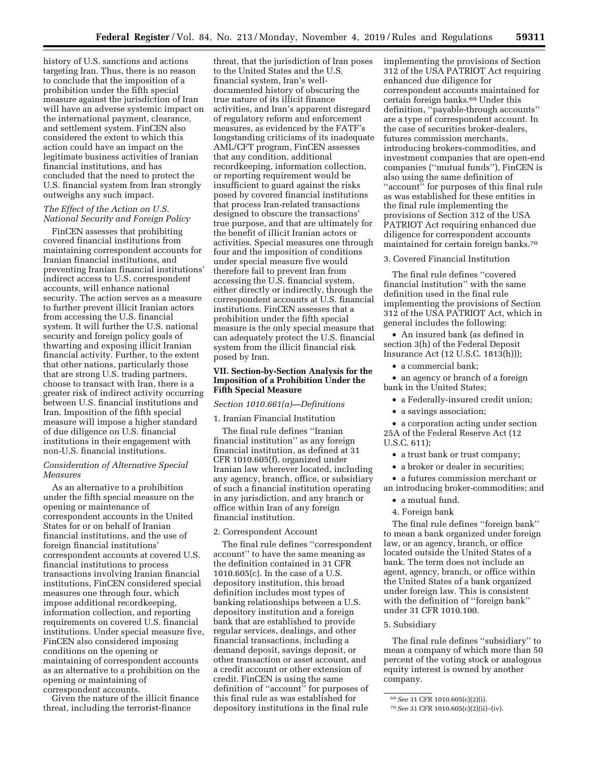history of U.S. sanctions and actions targeting Iran. Thus, there is no reason to conclude that the imposition of a prohibition under the fifth special measure against the jurisdiction of Iran will have an adverse systemic impact on the international payment, clearance, and settlement system. FinCEN also considered the extent to which this action could have an impact on the legitimate business activities of Iranian financial institutions, and has concluded that the need to protect the U.S. financial system from Iran strongly outweighs any such impact.

*The Effect of the Action on U.S. National Security and Foreign Policy*

FinCEN assesses that prohibiting covered financial institutions from maintaining correspondent accounts for Iranian financial institutions, and preventing Iranian financial institutions' indirect access to U.S. correspondent accounts, will enhance national security. The action serves as a measure to further prevent illicit Iranian actors from accessing the U.S. financial system. It will further the U.S. national security and foreign policy goals of thwarting and exposing illicit Iranian financial activity. Further, to the extent that other nations, particularly those that are strong U.S. trading partners, choose to transact with Iran, there is a greater risk of indirect activity occurring between U.S. financial institutions and Iran. Imposition of the fifth special measure will impose a higher standard of due diligence on U.S. financial institutions in their engagement with non-U.S. financial institutions.

*Consideration of Alternative Special Measures*

As an alternative to a prohibition under the fifth special measure on the opening or maintenance of correspondent accounts in the United States for or on behalf of Iranian financial institutions, and the use of foreign financial institutions' correspondent accounts at covered U.S. financial institutions to process transactions involving Iranian financial institutions, FinCEN considered special measures one through four, which impose additional recordkeeping, information collection, and reporting requirements on covered U.S. financial institutions. Under special measure five, FinCEN also considered imposing conditions on the opening or maintaining of correspondent accounts as an alternative to a prohibition on the opening or maintaining of correspondent accounts.

Given the nature of the illicit finance threat, including the terrorist-finance threat, that the jurisdiction of Iran poses to the United States and the U.S. financial system, Iran's well-documented history of obscuring the true nature of its illicit finance activities, and Iran's apparent disregard of regulatory reform and enforcement measures, as evidenced by the FATF's longstanding criticisms of its inadequate AML/CFT program, FinCEN assesses that any condition, additional recordkeeping, information collection, or reporting requirement would be insufficient to guard against the risks posed by covered financial institutions that process Iran-related transactions designed to obscure the transactions' true purpose, and that are ultimately for the benefit of illicit Iranian actors or activities. Special measures one through four and the imposition of conditions under special measure five would therefore fail to prevent Iran from accessing the U.S. financial system, either directly or indirectly, through the correspondent accounts at U.S. financial institutions. FinCEN assesses that a prohibition under the fifth special measure is the only special measure that can adequately protect the U.S. financial system from the illicit financial risk posed by Iran.

## VII. Section-by-Section Analysis for the Imposition of a Prohibition Under the Fifth Special Measure

*Section 1010.661(a)—Definitions*

1. Iranian Financial Institution

The final rule defines "Iranian financial institution" as any foreign financial institution, as defined at 31 CFR 1010.605(f), organized under Iranian law wherever located, including any agency, branch, office, or subsidiary of such a financial institution operating in any jurisdiction, and any branch or office within Iran of any foreign financial institution.

2. Correspondent Account

The final rule defines "correspondent account" to have the same meaning as the definition contained in 31 CFR 1010.605(c). In the case of a U.S. depository institution, this broad definition includes most types of banking relationships between a U.S. depository institution and a foreign bank that are established to provide regular services, dealings, and other financial transactions, including a demand deposit, savings deposit, or other transaction or asset account, and a credit account or other extension of credit. FinCEN is using the same definition of "account" for purposes of this final rule as was established for depository institutions in the final rule implementing the provisions of Section 312 of the USA PATRIOT Act requiring enhanced due diligence for correspondent accounts maintained for certain foreign banks.[69] Under this definition, "payable-through accounts" are a type of correspondent account. In the case of securities broker-dealers, futures commission merchants, introducing brokers-commodities, and investment companies that are open-end companies ("mutual funds"), FinCEN is also using the same definition of "account" for purposes of this final rule as was established for these entities in the final rule implementing the provisions of Section 312 of the USA PATRIOT Act requiring enhanced due diligence for correspondent accounts maintained for certain foreign banks.[70]

3. Covered Financial Institution

The final rule defines "covered financial institution" with the same definition used in the final rule implementing the provisions of Section 312 of the USA PATRIOT Act, which in general includes the following:

- An insured bank (as defined in section 3(h) of the Federal Deposit Insurance Act (12 U.S.C. 1813(h)));
- a commercial bank;
- an agency or branch of a foreign bank in the United States;
- a Federally-insured credit union;
- a savings association;
- a corporation acting under section 25A of the Federal Reserve Act (12 U.S.C. 611);
- a trust bank or trust company;
- a broker or dealer in securities;
- a futures commission merchant or an introducing broker-commodities; and
- a mutual fund.

4. Foreign bank

The final rule defines "foreign bank" to mean a bank organized under foreign law, or an agency, branch, or office located outside the United States of a bank. The term does not include an agent, agency, branch, or office within the United States of a bank organized under foreign law. This is consistent with the definition of "foreign bank" under 31 CFR 1010.100.

5. Subsidiary

The final rule defines "subsidiary" to mean a company of which more than 50 percent of the voting stock or analogous equity interest is owned by another company.

---

[69] *See* 31 CFR 1010.605(c)(2)(i).

[70] *See* 31 CFR 1010.605(c)(2)(ii)–(iv).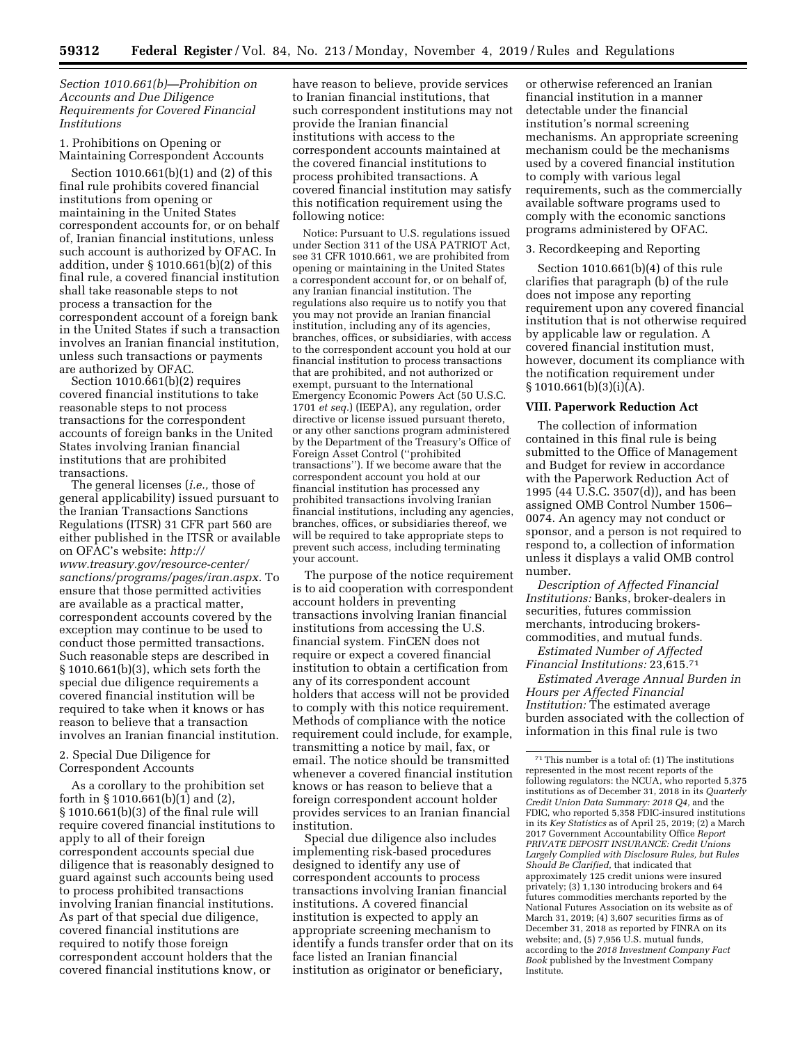*Section 1010.661(b)—Prohibition on Accounts and Due Diligence Requirements for Covered Financial Institutions*

1. Prohibitions on Opening or Maintaining Correspondent Accounts

Section 1010.661(b)(1) and (2) of this final rule prohibits covered financial institutions from opening or maintaining in the United States correspondent accounts for, or on behalf of, Iranian financial institutions, unless such account is authorized by OFAC. In addition, under § 1010.661(b)(2) of this final rule, a covered financial institution shall take reasonable steps to not process a transaction for the correspondent account of a foreign bank in the United States if such a transaction involves an Iranian financial institution, unless such transactions or payments are authorized by OFAC.

Section 1010.661(b)(2) requires covered financial institutions to take reasonable steps to not process transactions for the correspondent accounts of foreign banks in the United States involving Iranian financial institutions that are prohibited transactions.

The general licenses (*i.e.,* those of general applicability) issued pursuant to the Iranian Transactions Sanctions Regulations (ITSR) 31 CFR part 560 are either published in the ITSR or available on OFAC's website: *http://www.treasury.gov/resource-center/sanctions/programs/pages/iran.aspx.* To ensure that those permitted activities are available as a practical matter, correspondent accounts covered by the exception may continue to be used to conduct those permitted transactions. Such reasonable steps are described in § 1010.661(b)(3), which sets forth the special due diligence requirements a covered financial institution will be required to take when it knows or has reason to believe that a transaction involves an Iranian financial institution.

2. Special Due Diligence for Correspondent Accounts

As a corollary to the prohibition set forth in § 1010.661(b)(1) and (2), § 1010.661(b)(3) of the final rule will require covered financial institutions to apply to all of their foreign correspondent accounts special due diligence that is reasonably designed to guard against such accounts being used to process prohibited transactions involving Iranian financial institutions. As part of that special due diligence, covered financial institutions are required to notify those foreign correspondent account holders that the covered financial institutions know, or have reason to believe, provide services to Iranian financial institutions, that such correspondent institutions may not provide the Iranian financial institutions with access to the correspondent accounts maintained at the covered financial institutions to process prohibited transactions. A covered financial institution may satisfy this notification requirement using the following notice:

> Notice: Pursuant to U.S. regulations issued under Section 311 of the USA PATRIOT Act, see 31 CFR 1010.661, we are prohibited from opening or maintaining in the United States a correspondent account for, or on behalf of, any Iranian financial institution. The regulations also require us to notify you that you may not provide an Iranian financial institution, including any of its agencies, branches, offices, or subsidiaries, with access to the correspondent account you hold at our financial institution to process transactions that are prohibited, and not authorized or exempt, pursuant to the International Emergency Economic Powers Act (50 U.S.C. 1701 *et seq.*) (IEEPA), any regulation, order directive or license issued pursuant thereto, or any other sanctions program administered by the Department of the Treasury's Office of Foreign Asset Control (''prohibited transactions''). If we become aware that the correspondent account you hold at our financial institution has processed any prohibited transactions involving Iranian financial institutions, including any agencies, branches, offices, or subsidiaries thereof, we will be required to take appropriate steps to prevent such access, including terminating your account.

The purpose of the notice requirement is to aid cooperation with correspondent account holders in preventing transactions involving Iranian financial institutions from accessing the U.S. financial system. FinCEN does not require or expect a covered financial institution to obtain a certification from any of its correspondent account holders that access will not be provided to comply with this notice requirement. Methods of compliance with the notice requirement could include, for example, transmitting a notice by mail, fax, or email. The notice should be transmitted whenever a covered financial institution knows or has reason to believe that a foreign correspondent account holder provides services to an Iranian financial institution.

Special due diligence also includes implementing risk-based procedures designed to identify any use of correspondent accounts to process transactions involving Iranian financial institutions. A covered financial institution is expected to apply an appropriate screening mechanism to identify a funds transfer order that on its face listed an Iranian financial institution as originator or beneficiary, or otherwise referenced an Iranian financial institution in a manner detectable under the financial institution's normal screening mechanisms. An appropriate screening mechanism could be the mechanisms used by a covered financial institution to comply with various legal requirements, such as the commercially available software programs used to comply with the economic sanctions programs administered by OFAC.

3. Recordkeeping and Reporting

Section 1010.661(b)(4) of this rule clarifies that paragraph (b) of the rule does not impose any reporting requirement upon any covered financial institution that is not otherwise required by applicable law or regulation. A covered financial institution must, however, document its compliance with the notification requirement under § 1010.661(b)(3)(i)(A).

## VIII. Paperwork Reduction Act

The collection of information contained in this final rule is being submitted to the Office of Management and Budget for review in accordance with the Paperwork Reduction Act of 1995 (44 U.S.C. 3507(d)), and has been assigned OMB Control Number 1506–0074. An agency may not conduct or sponsor, and a person is not required to respond to, a collection of information unless it displays a valid OMB control number.

*Description of Affected Financial Institutions:* Banks, broker-dealers in securities, futures commission merchants, introducing brokers-commodities, and mutual funds.

*Estimated Number of Affected Financial Institutions:* 23,615.[71]

*Estimated Average Annual Burden in Hours per Affected Financial Institution:* The estimated average burden associated with the collection of information in this final rule is two

---

[71] This number is a total of: (1) The institutions represented in the most recent reports of the following regulators: the NCUA, who reported 5,375 institutions as of December 31, 2018 in its *Quarterly Credit Union Data Summary: 2018 Q4,* and the FDIC, who reported 5,358 FDIC-insured institutions in its *Key Statistics* as of April 25, 2019; (2) a March 2017 Government Accountability Office *Report PRIVATE DEPOSIT INSURANCE: Credit Unions Largely Complied with Disclosure Rules, but Rules Should Be Clarified,* that indicated that approximately 125 credit unions were insured privately; (3) 1,130 introducing brokers and 64 futures commodities merchants reported by the National Futures Association on its website as of March 31, 2019; (4) 3,607 securities firms as of December 31, 2018 as reported by FINRA on its website; and, (5) 7,956 U.S. mutual funds, according to the *2018 Investment Company Fact Book* published by the Investment Company Institute.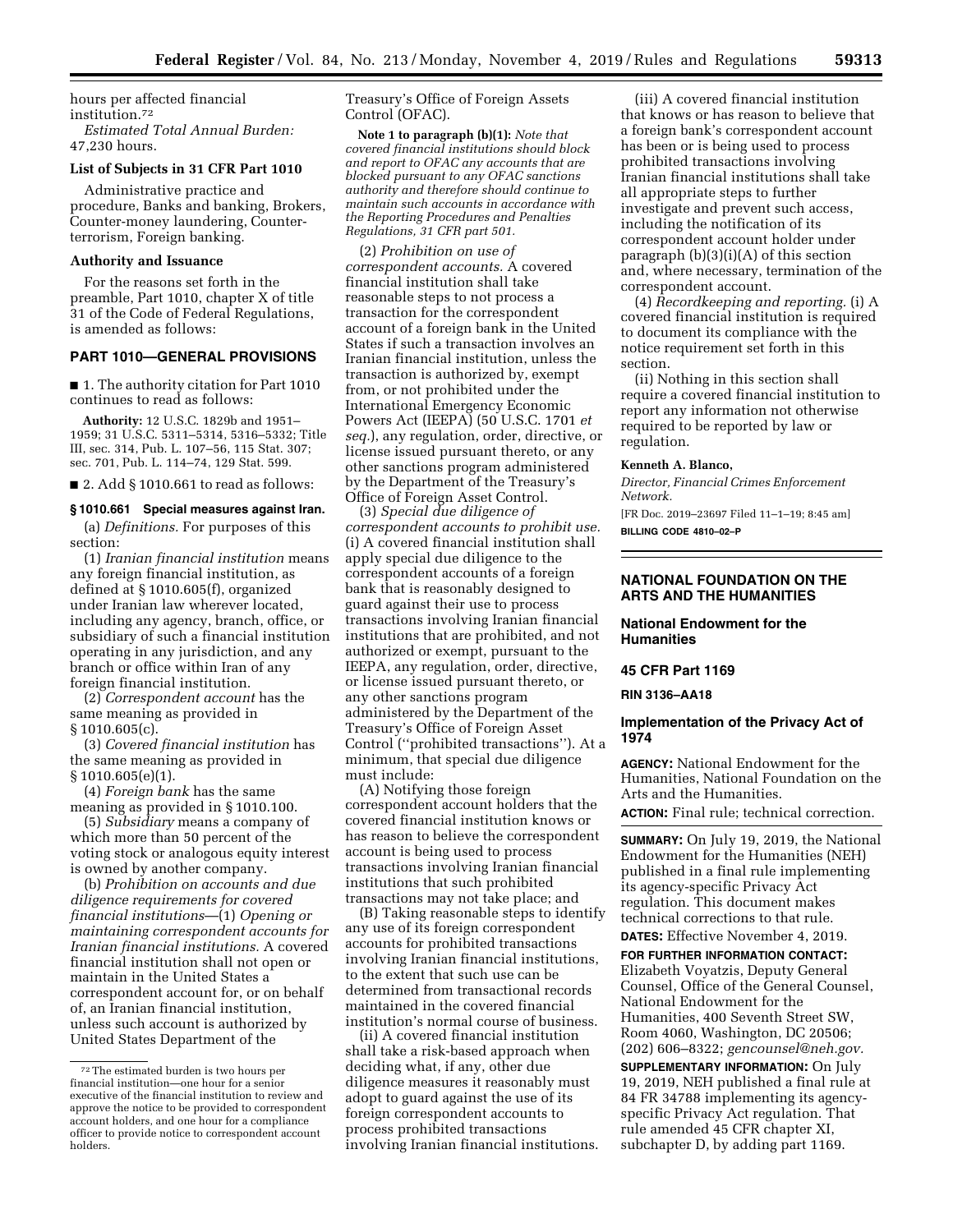hours per affected financial institution.[72]

*Estimated Total Annual Burden:* 47,230 hours.

### List of Subjects in 31 CFR Part 1010

Administrative practice and procedure, Banks and banking, Brokers, Counter-money laundering, Counter-terrorism, Foreign banking.

### Authority and Issuance

For the reasons set forth in the preamble, Part 1010, chapter X of title 31 of the Code of Federal Regulations, is amended as follows:

## PART 1010—GENERAL PROVISIONS

■ 1. The authority citation for Part 1010 continues to read as follows:

**Authority:** 12 U.S.C. 1829b and 1951–1959; 31 U.S.C. 5311–5314, 5316–5332; Title III, sec. 314, Pub. L. 107–56, 115 Stat. 307; sec. 701, Pub. L. 114–74, 129 Stat. 599.

■ 2. Add § 1010.661 to read as follows:

### § 1010.661 Special measures against Iran.

(a) *Definitions.* For purposes of this section:

(1) *Iranian financial institution* means any foreign financial institution, as defined at § 1010.605(f), organized under Iranian law wherever located, including any agency, branch, office, or subsidiary of such a financial institution operating in any jurisdiction, and any branch or office within Iran of any foreign financial institution.

(2) *Correspondent account* has the same meaning as provided in § 1010.605(c).

(3) *Covered financial institution* has the same meaning as provided in § 1010.605(e)(1).

(4) *Foreign bank* has the same meaning as provided in § 1010.100.

(5) *Subsidiary* means a company of which more than 50 percent of the voting stock or analogous equity interest is owned by another company.

(b) *Prohibition on accounts and due diligence requirements for covered financial institutions*—(1) *Opening or maintaining correspondent accounts for Iranian financial institutions.* A covered financial institution shall not open or maintain in the United States a correspondent account for, or on behalf of, an Iranian financial institution, unless such account is authorized by United States Department of the Treasury's Office of Foreign Assets Control (OFAC).

**Note 1 to paragraph (b)(1):** *Note that covered financial institutions should block and report to OFAC any accounts that are blocked pursuant to any OFAC sanctions authority and therefore should continue to maintain such accounts in accordance with the Reporting Procedures and Penalties Regulations, 31 CFR part 501.*

(2) *Prohibition on use of correspondent accounts.* A covered financial institution shall take reasonable steps to not process a transaction for the correspondent account of a foreign bank in the United States if such a transaction involves an Iranian financial institution, unless the transaction is authorized by, exempt from, or not prohibited under the International Emergency Economic Powers Act (IEEPA) (50 U.S.C. 1701 *et seq.*), any regulation, order, directive, or license issued pursuant thereto, or any other sanctions program administered by the Department of the Treasury's Office of Foreign Asset Control.

(3) *Special due diligence of correspondent accounts to prohibit use.* (i) A covered financial institution shall apply special due diligence to the correspondent accounts of a foreign bank that is reasonably designed to guard against their use to process transactions involving Iranian financial institutions that are prohibited, and not authorized or exempt, pursuant to the IEEPA, any regulation, order, directive, or license issued pursuant thereto, or any other sanctions program administered by the Department of the Treasury's Office of Foreign Asset Control ("prohibited transactions"). At a minimum, that special due diligence must include:

(A) Notifying those foreign correspondent account holders that the covered financial institution knows or has reason to believe the correspondent account is being used to process transactions involving Iranian financial institutions that such prohibited transactions may not take place; and

(B) Taking reasonable steps to identify any use of its foreign correspondent accounts for prohibited transactions involving Iranian financial institutions, to the extent that such use can be determined from transactional records maintained in the covered financial institution's normal course of business.

(ii) A covered financial institution shall take a risk-based approach when deciding what, if any, other due diligence measures it reasonably must adopt to guard against the use of its foreign correspondent accounts to process prohibited transactions involving Iranian financial institutions.

(iii) A covered financial institution that knows or has reason to believe that a foreign bank's correspondent account has been or is being used to process prohibited transactions involving Iranian financial institutions shall take all appropriate steps to further investigate and prevent such access, including the notification of its correspondent account holder under paragraph (b)(3)(i)(A) of this section and, where necessary, termination of the correspondent account.

(4) *Recordkeeping and reporting.* (i) A covered financial institution is required to document its compliance with the notice requirement set forth in this section.

(ii) Nothing in this section shall require a covered financial institution to report any information not otherwise required to be reported by law or regulation.

**Kenneth A. Blanco,**

*Director, Financial Crimes Enforcement Network.*

[FR Doc. 2019–23697 Filed 11–1–19; 8:45 am]

**BILLING CODE 4810–02–P**

---

[72] The estimated burden is two hours per financial institution—one hour for a senior executive of the financial institution to review and approve the notice to be provided to correspondent account holders, and one hour for a compliance officer to provide notice to correspondent account holders.

---

## NATIONAL FOUNDATION ON THE ARTS AND THE HUMANITIES

### National Endowment for the Humanities

### 45 CFR Part 1169

**RIN 3136–AA18**

### Implementation of the Privacy Act of 1974

**AGENCY:** National Endowment for the Humanities, National Foundation on the Arts and the Humanities.

**ACTION:** Final rule; technical correction.

**SUMMARY:** On July 19, 2019, the National Endowment for the Humanities (NEH) published in a final rule implementing its agency-specific Privacy Act regulation. This document makes technical corrections to that rule.

**DATES:** Effective November 4, 2019.

**FOR FURTHER INFORMATION CONTACT:** Elizabeth Voyatzis, Deputy General Counsel, Office of the General Counsel, National Endowment for the Humanities, 400 Seventh Street SW, Room 4060, Washington, DC 20506; (202) 606–8322; *gencounsel@neh.gov.*

**SUPPLEMENTARY INFORMATION:** On July 19, 2019, NEH published a final rule at 84 FR 34788 implementing its agency-specific Privacy Act regulation. That rule amended 45 CFR chapter XI, subchapter D, by adding part 1169.